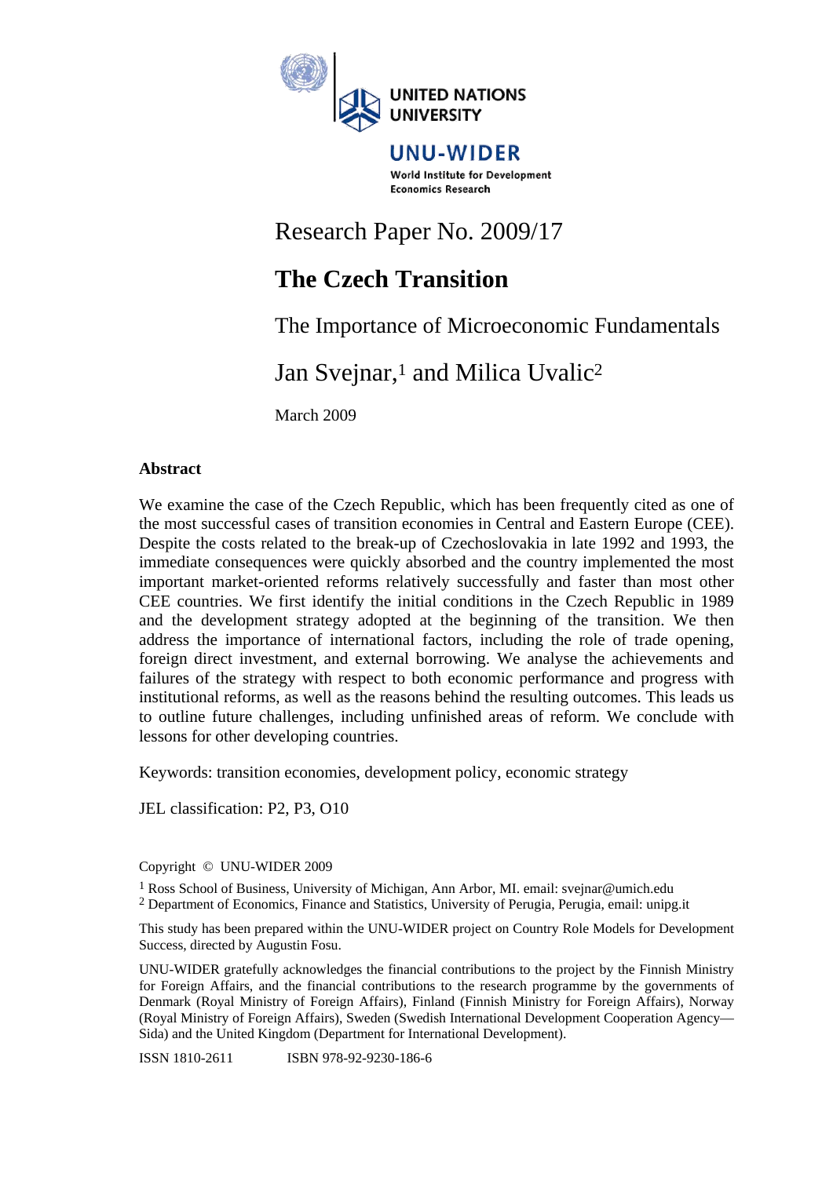UNITED NATIONS UNIVERSITY

UNU-WIDER

World Institute for Development Economics Research

Research Paper No. 2009/17

# The Czech Transition

## The Importance of Microeconomic Fundamentals

Jan Svejnar,[1] and Milica Uvalic[2]

March 2009

### Abstract

We examine the case of the Czech Republic, which has been frequently cited as one of the most successful cases of transition economies in Central and Eastern Europe (CEE). Despite the costs related to the break-up of Czechoslovakia in late 1992 and 1993, the immediate consequences were quickly absorbed and the country implemented the most important market-oriented reforms relatively successfully and faster than most other CEE countries. We first identify the initial conditions in the Czech Republic in 1989 and the development strategy adopted at the beginning of the transition. We then address the importance of international factors, including the role of trade opening, foreign direct investment, and external borrowing. We analyse the achievements and failures of the strategy with respect to both economic performance and progress with institutional reforms, as well as the reasons behind the resulting outcomes. This leads us to outline future challenges, including unfinished areas of reform. We conclude with lessons for other developing countries.

Keywords: transition economies, development policy, economic strategy

JEL classification: P2, P3, O10

Copyright © UNU-WIDER 2009

[1] Ross School of Business, University of Michigan, Ann Arbor, MI. email: svejnar@umich.edu
[2] Department of Economics, Finance and Statistics, University of Perugia, Perugia, email: unipg.it

This study has been prepared within the UNU-WIDER project on Country Role Models for Development Success, directed by Augustin Fosu.

UNU-WIDER gratefully acknowledges the financial contributions to the project by the Finnish Ministry for Foreign Affairs, and the financial contributions to the research programme by the governments of Denmark (Royal Ministry of Foreign Affairs), Finland (Finnish Ministry for Foreign Affairs), Norway (Royal Ministry of Foreign Affairs), Sweden (Swedish International Development Cooperation Agency—Sida) and the United Kingdom (Department for International Development).

ISSN 1810-2611 ISBN 978-92-9230-186-6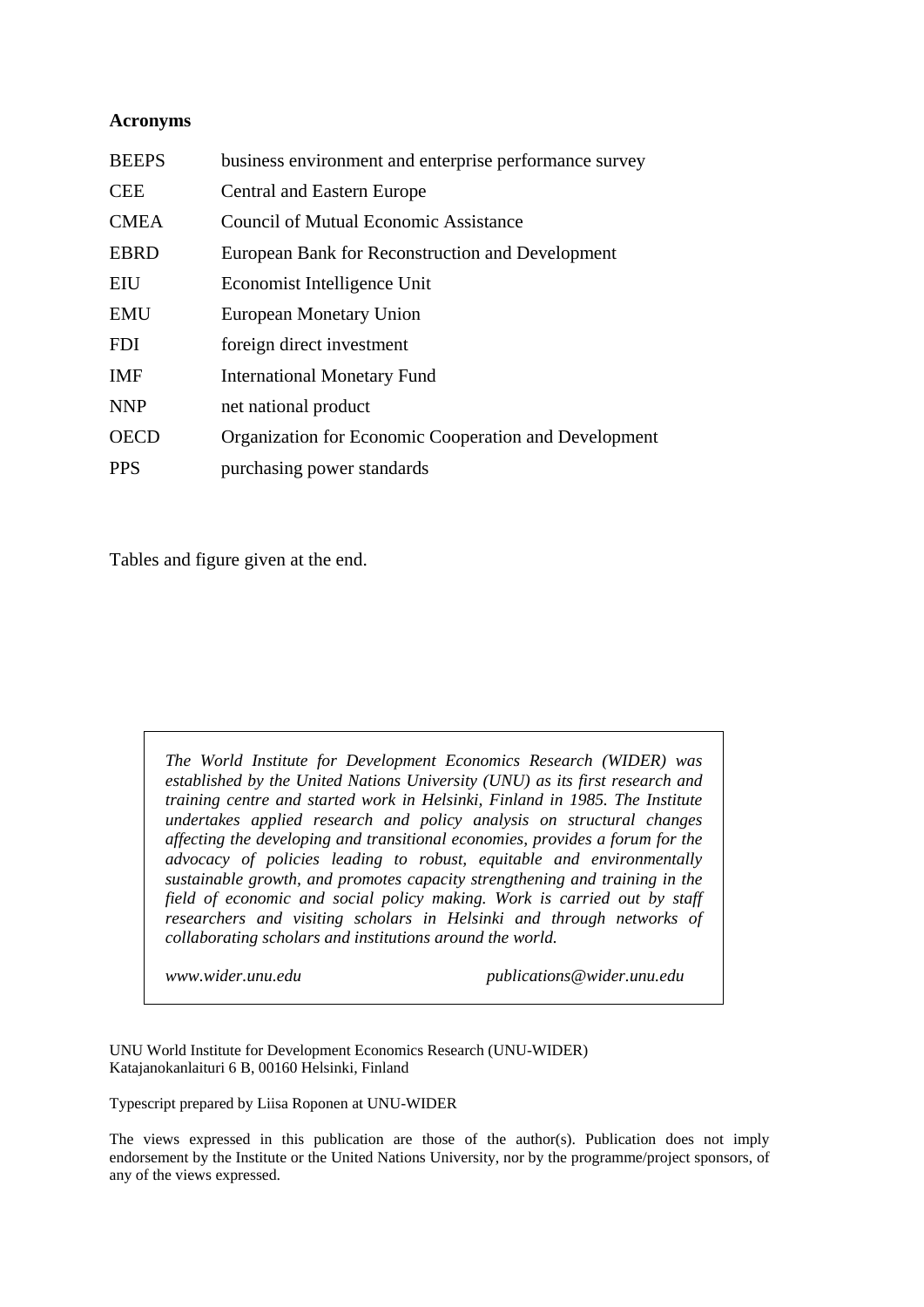**Acronyms**

| | |
|---|---|
| BEEPS | business environment and enterprise performance survey |
| CEE | Central and Eastern Europe |
| CMEA | Council of Mutual Economic Assistance |
| EBRD | European Bank for Reconstruction and Development |
| EIU | Economist Intelligence Unit |
| EMU | European Monetary Union |
| FDI | foreign direct investment |
| IMF | International Monetary Fund |
| NNP | net national product |
| OECD | Organization for Economic Cooperation and Development |
| PPS | purchasing power standards |

Tables and figure given at the end.

*The World Institute for Development Economics Research (WIDER) was established by the United Nations University (UNU) as its first research and training centre and started work in Helsinki, Finland in 1985. The Institute undertakes applied research and policy analysis on structural changes affecting the developing and transitional economies, provides a forum for the advocacy of policies leading to robust, equitable and environmentally sustainable growth, and promotes capacity strengthening and training in the field of economic and social policy making. Work is carried out by staff researchers and visiting scholars in Helsinki and through networks of collaborating scholars and institutions around the world.*

*www.wider.unu.edu* *publications@wider.unu.edu*

UNU World Institute for Development Economics Research (UNU-WIDER)
Katajanokanlaituri 6 B, 00160 Helsinki, Finland

Typescript prepared by Liisa Roponen at UNU-WIDER

The views expressed in this publication are those of the author(s). Publication does not imply endorsement by the Institute or the United Nations University, nor by the programme/project sponsors, of any of the views expressed.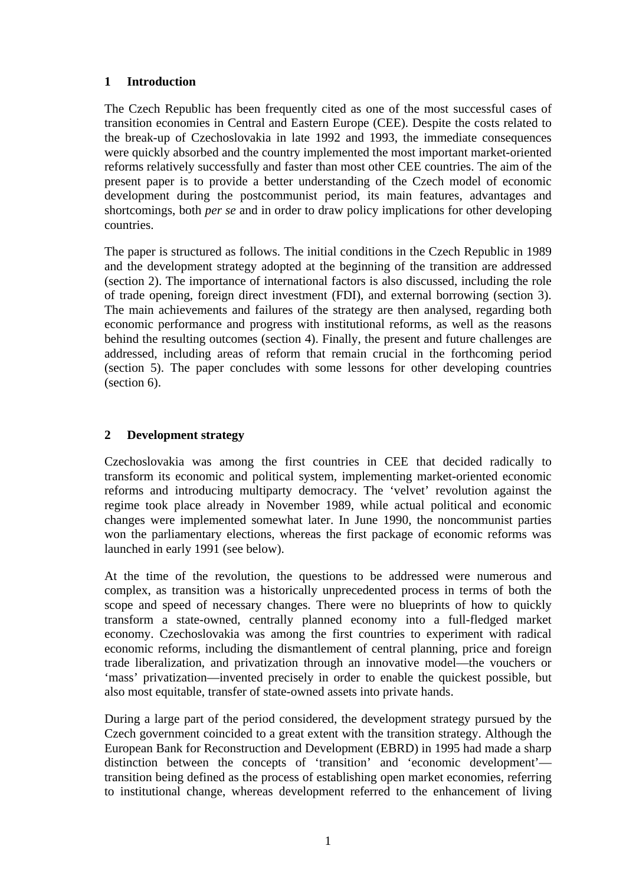## 1 Introduction

The Czech Republic has been frequently cited as one of the most successful cases of transition economies in Central and Eastern Europe (CEE). Despite the costs related to the break-up of Czechoslovakia in late 1992 and 1993, the immediate consequences were quickly absorbed and the country implemented the most important market-oriented reforms relatively successfully and faster than most other CEE countries. The aim of the present paper is to provide a better understanding of the Czech model of economic development during the postcommunist period, its main features, advantages and shortcomings, both *per se* and in order to draw policy implications for other developing countries.

The paper is structured as follows. The initial conditions in the Czech Republic in 1989 and the development strategy adopted at the beginning of the transition are addressed (section 2). The importance of international factors is also discussed, including the role of trade opening, foreign direct investment (FDI), and external borrowing (section 3). The main achievements and failures of the strategy are then analysed, regarding both economic performance and progress with institutional reforms, as well as the reasons behind the resulting outcomes (section 4). Finally, the present and future challenges are addressed, including areas of reform that remain crucial in the forthcoming period (section 5). The paper concludes with some lessons for other developing countries (section 6).

## 2 Development strategy

Czechoslovakia was among the first countries in CEE that decided radically to transform its economic and political system, implementing market-oriented economic reforms and introducing multiparty democracy. The 'velvet' revolution against the regime took place already in November 1989, while actual political and economic changes were implemented somewhat later. In June 1990, the noncommunist parties won the parliamentary elections, whereas the first package of economic reforms was launched in early 1991 (see below).

At the time of the revolution, the questions to be addressed were numerous and complex, as transition was a historically unprecedented process in terms of both the scope and speed of necessary changes. There were no blueprints of how to quickly transform a state-owned, centrally planned economy into a full-fledged market economy. Czechoslovakia was among the first countries to experiment with radical economic reforms, including the dismantlement of central planning, price and foreign trade liberalization, and privatization through an innovative model—the vouchers or 'mass' privatization—invented precisely in order to enable the quickest possible, but also most equitable, transfer of state-owned assets into private hands.

During a large part of the period considered, the development strategy pursued by the Czech government coincided to a great extent with the transition strategy. Although the European Bank for Reconstruction and Development (EBRD) in 1995 had made a sharp distinction between the concepts of 'transition' and 'economic development'—transition being defined as the process of establishing open market economies, referring to institutional change, whereas development referred to the enhancement of living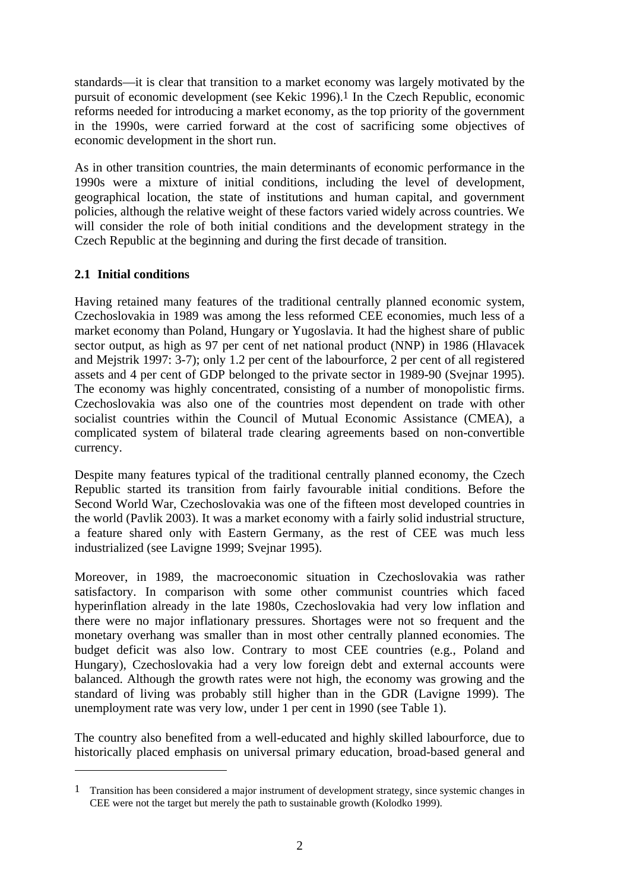standards—it is clear that transition to a market economy was largely motivated by the pursuit of economic development (see Kekic 1996).[1] In the Czech Republic, economic reforms needed for introducing a market economy, as the top priority of the government in the 1990s, were carried forward at the cost of sacrificing some objectives of economic development in the short run.

As in other transition countries, the main determinants of economic performance in the 1990s were a mixture of initial conditions, including the level of development, geographical location, the state of institutions and human capital, and government policies, although the relative weight of these factors varied widely across countries. We will consider the role of both initial conditions and the development strategy in the Czech Republic at the beginning and during the first decade of transition.

### 2.1 Initial conditions

Having retained many features of the traditional centrally planned economic system, Czechoslovakia in 1989 was among the less reformed CEE economies, much less of a market economy than Poland, Hungary or Yugoslavia. It had the highest share of public sector output, as high as 97 per cent of net national product (NNP) in 1986 (Hlavacek and Mejstrik 1997: 3-7); only 1.2 per cent of the labourforce, 2 per cent of all registered assets and 4 per cent of GDP belonged to the private sector in 1989-90 (Svejnar 1995). The economy was highly concentrated, consisting of a number of monopolistic firms. Czechoslovakia was also one of the countries most dependent on trade with other socialist countries within the Council of Mutual Economic Assistance (CMEA), a complicated system of bilateral trade clearing agreements based on non-convertible currency.

Despite many features typical of the traditional centrally planned economy, the Czech Republic started its transition from fairly favourable initial conditions. Before the Second World War, Czechoslovakia was one of the fifteen most developed countries in the world (Pavlik 2003). It was a market economy with a fairly solid industrial structure, a feature shared only with Eastern Germany, as the rest of CEE was much less industrialized (see Lavigne 1999; Svejnar 1995).

Moreover, in 1989, the macroeconomic situation in Czechoslovakia was rather satisfactory. In comparison with some other communist countries which faced hyperinflation already in the late 1980s, Czechoslovakia had very low inflation and there were no major inflationary pressures. Shortages were not so frequent and the monetary overhang was smaller than in most other centrally planned economies. The budget deficit was also low. Contrary to most CEE countries (e.g., Poland and Hungary), Czechoslovakia had a very low foreign debt and external accounts were balanced. Although the growth rates were not high, the economy was growing and the standard of living was probably still higher than in the GDR (Lavigne 1999). The unemployment rate was very low, under 1 per cent in 1990 (see Table 1).

The country also benefited from a well-educated and highly skilled labourforce, due to historically placed emphasis on universal primary education, broad-based general and

---

[1] Transition has been considered a major instrument of development strategy, since systemic changes in CEE were not the target but merely the path to sustainable growth (Kolodko 1999).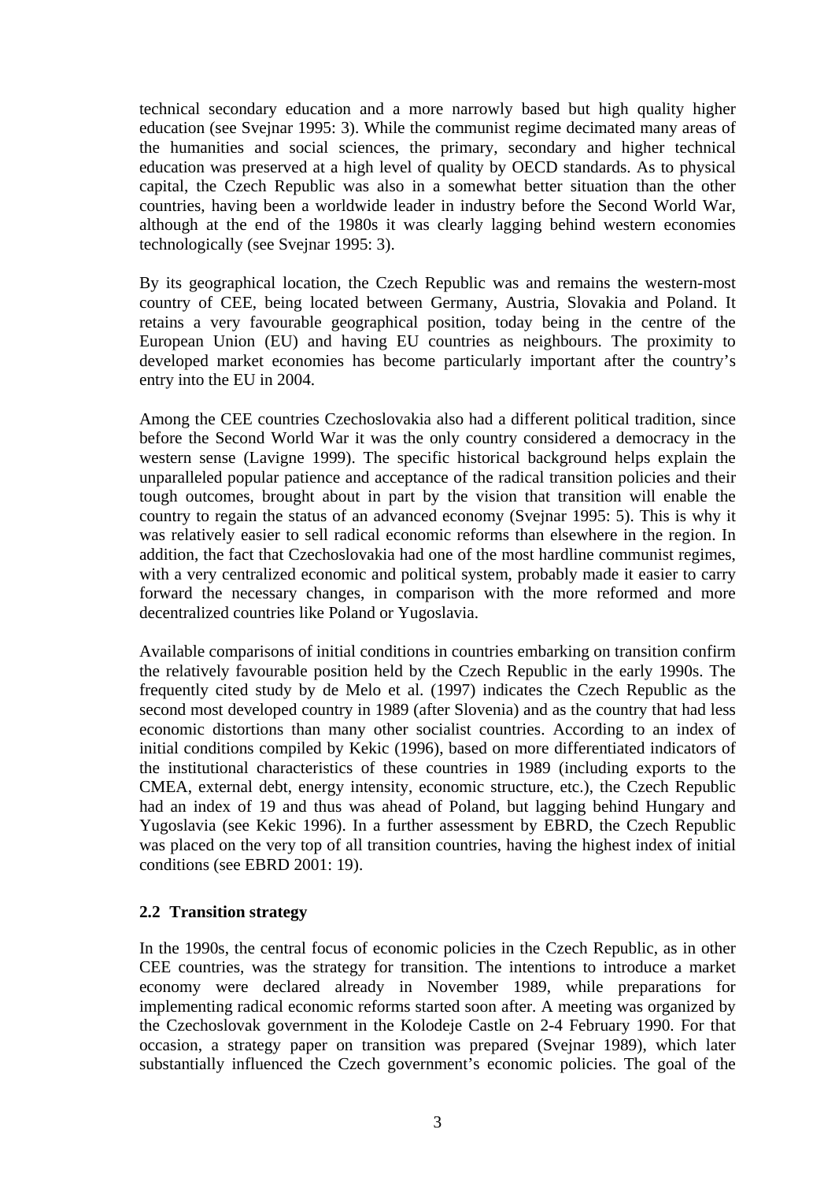technical secondary education and a more narrowly based but high quality higher education (see Svejnar 1995: 3). While the communist regime decimated many areas of the humanities and social sciences, the primary, secondary and higher technical education was preserved at a high level of quality by OECD standards. As to physical capital, the Czech Republic was also in a somewhat better situation than the other countries, having been a worldwide leader in industry before the Second World War, although at the end of the 1980s it was clearly lagging behind western economies technologically (see Svejnar 1995: 3).

By its geographical location, the Czech Republic was and remains the western-most country of CEE, being located between Germany, Austria, Slovakia and Poland. It retains a very favourable geographical position, today being in the centre of the European Union (EU) and having EU countries as neighbours. The proximity to developed market economies has become particularly important after the country's entry into the EU in 2004.

Among the CEE countries Czechoslovakia also had a different political tradition, since before the Second World War it was the only country considered a democracy in the western sense (Lavigne 1999). The specific historical background helps explain the unparalleled popular patience and acceptance of the radical transition policies and their tough outcomes, brought about in part by the vision that transition will enable the country to regain the status of an advanced economy (Svejnar 1995: 5). This is why it was relatively easier to sell radical economic reforms than elsewhere in the region. In addition, the fact that Czechoslovakia had one of the most hardline communist regimes, with a very centralized economic and political system, probably made it easier to carry forward the necessary changes, in comparison with the more reformed and more decentralized countries like Poland or Yugoslavia.

Available comparisons of initial conditions in countries embarking on transition confirm the relatively favourable position held by the Czech Republic in the early 1990s. The frequently cited study by de Melo et al. (1997) indicates the Czech Republic as the second most developed country in 1989 (after Slovenia) and as the country that had less economic distortions than many other socialist countries. According to an index of initial conditions compiled by Kekic (1996), based on more differentiated indicators of the institutional characteristics of these countries in 1989 (including exports to the CMEA, external debt, energy intensity, economic structure, etc.), the Czech Republic had an index of 19 and thus was ahead of Poland, but lagging behind Hungary and Yugoslavia (see Kekic 1996). In a further assessment by EBRD, the Czech Republic was placed on the very top of all transition countries, having the highest index of initial conditions (see EBRD 2001: 19).

### 2.2 Transition strategy

In the 1990s, the central focus of economic policies in the Czech Republic, as in other CEE countries, was the strategy for transition. The intentions to introduce a market economy were declared already in November 1989, while preparations for implementing radical economic reforms started soon after. A meeting was organized by the Czechoslovak government in the Kolodeje Castle on 2-4 February 1990. For that occasion, a strategy paper on transition was prepared (Svejnar 1989), which later substantially influenced the Czech government's economic policies. The goal of the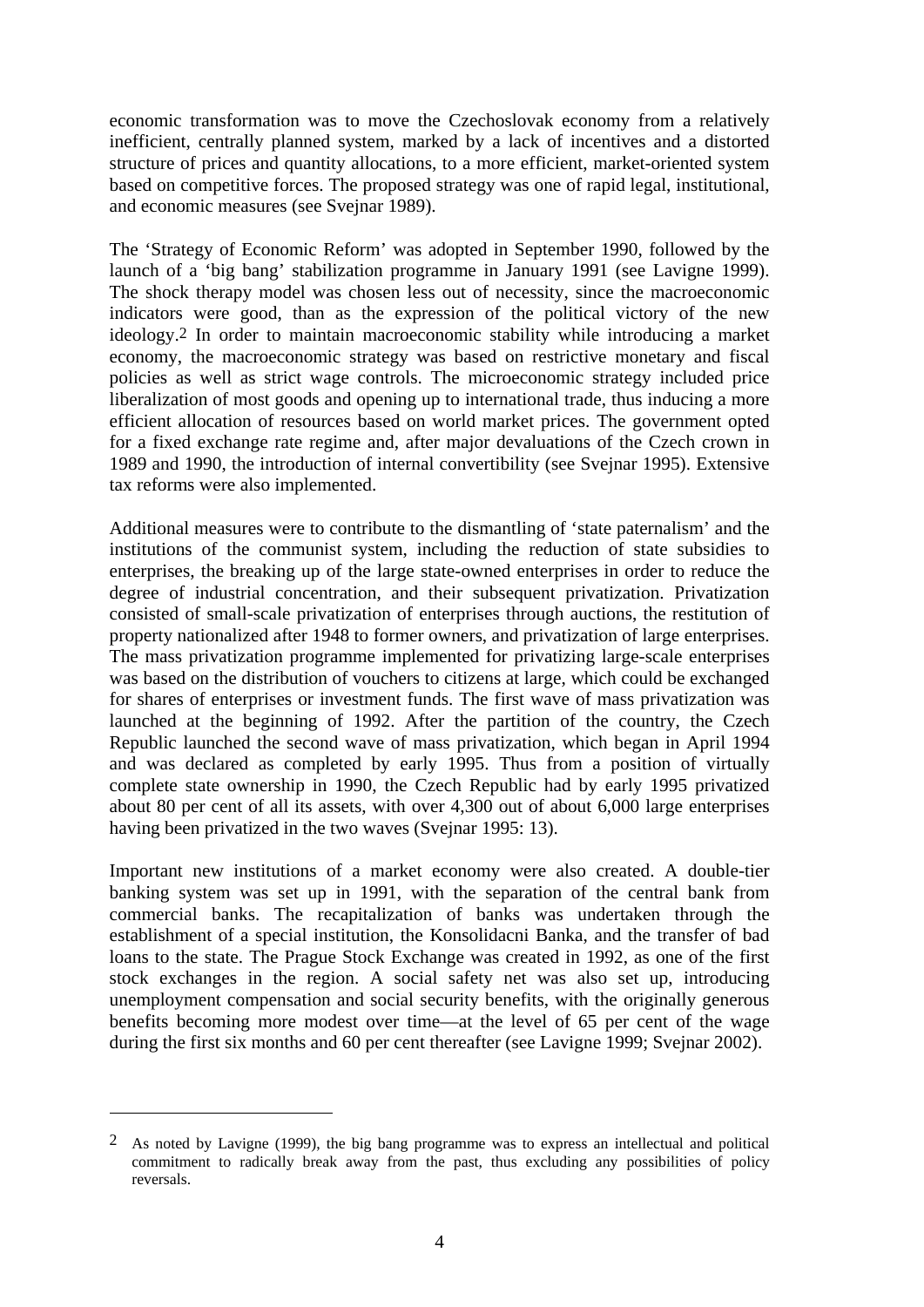economic transformation was to move the Czechoslovak economy from a relatively inefficient, centrally planned system, marked by a lack of incentives and a distorted structure of prices and quantity allocations, to a more efficient, market-oriented system based on competitive forces. The proposed strategy was one of rapid legal, institutional, and economic measures (see Svejnar 1989).

The 'Strategy of Economic Reform' was adopted in September 1990, followed by the launch of a 'big bang' stabilization programme in January 1991 (see Lavigne 1999). The shock therapy model was chosen less out of necessity, since the macroeconomic indicators were good, than as the expression of the political victory of the new ideology.[2] In order to maintain macroeconomic stability while introducing a market economy, the macroeconomic strategy was based on restrictive monetary and fiscal policies as well as strict wage controls. The microeconomic strategy included price liberalization of most goods and opening up to international trade, thus inducing a more efficient allocation of resources based on world market prices. The government opted for a fixed exchange rate regime and, after major devaluations of the Czech crown in 1989 and 1990, the introduction of internal convertibility (see Svejnar 1995). Extensive tax reforms were also implemented.

Additional measures were to contribute to the dismantling of 'state paternalism' and the institutions of the communist system, including the reduction of state subsidies to enterprises, the breaking up of the large state-owned enterprises in order to reduce the degree of industrial concentration, and their subsequent privatization. Privatization consisted of small-scale privatization of enterprises through auctions, the restitution of property nationalized after 1948 to former owners, and privatization of large enterprises. The mass privatization programme implemented for privatizing large-scale enterprises was based on the distribution of vouchers to citizens at large, which could be exchanged for shares of enterprises or investment funds. The first wave of mass privatization was launched at the beginning of 1992. After the partition of the country, the Czech Republic launched the second wave of mass privatization, which began in April 1994 and was declared as completed by early 1995. Thus from a position of virtually complete state ownership in 1990, the Czech Republic had by early 1995 privatized about 80 per cent of all its assets, with over 4,300 out of about 6,000 large enterprises having been privatized in the two waves (Svejnar 1995: 13).

Important new institutions of a market economy were also created. A double-tier banking system was set up in 1991, with the separation of the central bank from commercial banks. The recapitalization of banks was undertaken through the establishment of a special institution, the Konsolidacni Banka, and the transfer of bad loans to the state. The Prague Stock Exchange was created in 1992, as one of the first stock exchanges in the region. A social safety net was also set up, introducing unemployment compensation and social security benefits, with the originally generous benefits becoming more modest over time—at the level of 65 per cent of the wage during the first six months and 60 per cent thereafter (see Lavigne 1999; Svejnar 2002).

---

[2] As noted by Lavigne (1999), the big bang programme was to express an intellectual and political commitment to radically break away from the past, thus excluding any possibilities of policy reversals.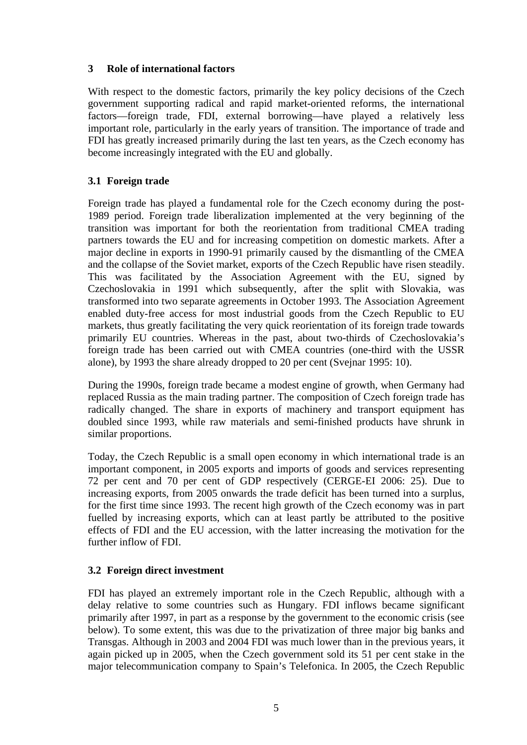## 3 Role of international factors

With respect to the domestic factors, primarily the key policy decisions of the Czech government supporting radical and rapid market-oriented reforms, the international factors—foreign trade, FDI, external borrowing—have played a relatively less important role, particularly in the early years of transition. The importance of trade and FDI has greatly increased primarily during the last ten years, as the Czech economy has become increasingly integrated with the EU and globally.

### 3.1 Foreign trade

Foreign trade has played a fundamental role for the Czech economy during the post-1989 period. Foreign trade liberalization implemented at the very beginning of the transition was important for both the reorientation from traditional CMEA trading partners towards the EU and for increasing competition on domestic markets. After a major decline in exports in 1990-91 primarily caused by the dismantling of the CMEA and the collapse of the Soviet market, exports of the Czech Republic have risen steadily. This was facilitated by the Association Agreement with the EU, signed by Czechoslovakia in 1991 which subsequently, after the split with Slovakia, was transformed into two separate agreements in October 1993. The Association Agreement enabled duty-free access for most industrial goods from the Czech Republic to EU markets, thus greatly facilitating the very quick reorientation of its foreign trade towards primarily EU countries. Whereas in the past, about two-thirds of Czechoslovakia's foreign trade has been carried out with CMEA countries (one-third with the USSR alone), by 1993 the share already dropped to 20 per cent (Svejnar 1995: 10).

During the 1990s, foreign trade became a modest engine of growth, when Germany had replaced Russia as the main trading partner. The composition of Czech foreign trade has radically changed. The share in exports of machinery and transport equipment has doubled since 1993, while raw materials and semi-finished products have shrunk in similar proportions.

Today, the Czech Republic is a small open economy in which international trade is an important component, in 2005 exports and imports of goods and services representing 72 per cent and 70 per cent of GDP respectively (CERGE-EI 2006: 25). Due to increasing exports, from 2005 onwards the trade deficit has been turned into a surplus, for the first time since 1993. The recent high growth of the Czech economy was in part fuelled by increasing exports, which can at least partly be attributed to the positive effects of FDI and the EU accession, with the latter increasing the motivation for the further inflow of FDI.

### 3.2 Foreign direct investment

FDI has played an extremely important role in the Czech Republic, although with a delay relative to some countries such as Hungary. FDI inflows became significant primarily after 1997, in part as a response by the government to the economic crisis (see below). To some extent, this was due to the privatization of three major big banks and Transgas. Although in 2003 and 2004 FDI was much lower than in the previous years, it again picked up in 2005, when the Czech government sold its 51 per cent stake in the major telecommunication company to Spain's Telefonica. In 2005, the Czech Republic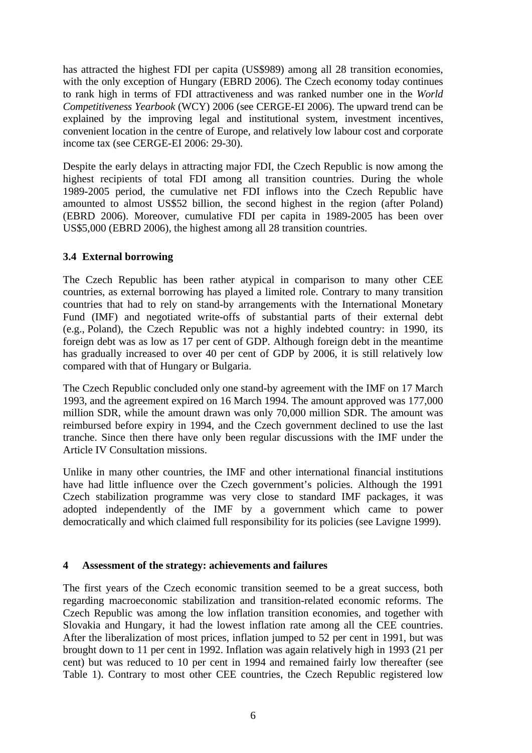has attracted the highest FDI per capita (US$989) among all 28 transition economies, with the only exception of Hungary (EBRD 2006). The Czech economy today continues to rank high in terms of FDI attractiveness and was ranked number one in the *World Competitiveness Yearbook* (WCY) 2006 (see CERGE-EI 2006). The upward trend can be explained by the improving legal and institutional system, investment incentives, convenient location in the centre of Europe, and relatively low labour cost and corporate income tax (see CERGE-EI 2006: 29-30).

Despite the early delays in attracting major FDI, the Czech Republic is now among the highest recipients of total FDI among all transition countries. During the whole 1989-2005 period, the cumulative net FDI inflows into the Czech Republic have amounted to almost US$52 billion, the second highest in the region (after Poland) (EBRD 2006). Moreover, cumulative FDI per capita in 1989-2005 has been over US$5,000 (EBRD 2006), the highest among all 28 transition countries.

### 3.4 External borrowing

The Czech Republic has been rather atypical in comparison to many other CEE countries, as external borrowing has played a limited role. Contrary to many transition countries that had to rely on stand-by arrangements with the International Monetary Fund (IMF) and negotiated write-offs of substantial parts of their external debt (e.g., Poland), the Czech Republic was not a highly indebted country: in 1990, its foreign debt was as low as 17 per cent of GDP. Although foreign debt in the meantime has gradually increased to over 40 per cent of GDP by 2006, it is still relatively low compared with that of Hungary or Bulgaria.

The Czech Republic concluded only one stand-by agreement with the IMF on 17 March 1993, and the agreement expired on 16 March 1994. The amount approved was 177,000 million SDR, while the amount drawn was only 70,000 million SDR. The amount was reimbursed before expiry in 1994, and the Czech government declined to use the last tranche. Since then there have only been regular discussions with the IMF under the Article IV Consultation missions.

Unlike in many other countries, the IMF and other international financial institutions have had little influence over the Czech government's policies. Although the 1991 Czech stabilization programme was very close to standard IMF packages, it was adopted independently of the IMF by a government which came to power democratically and which claimed full responsibility for its policies (see Lavigne 1999).

## 4 Assessment of the strategy: achievements and failures

The first years of the Czech economic transition seemed to be a great success, both regarding macroeconomic stabilization and transition-related economic reforms. The Czech Republic was among the low inflation transition economies, and together with Slovakia and Hungary, it had the lowest inflation rate among all the CEE countries. After the liberalization of most prices, inflation jumped to 52 per cent in 1991, but was brought down to 11 per cent in 1992. Inflation was again relatively high in 1993 (21 per cent) but was reduced to 10 per cent in 1994 and remained fairly low thereafter (see Table 1). Contrary to most other CEE countries, the Czech Republic registered low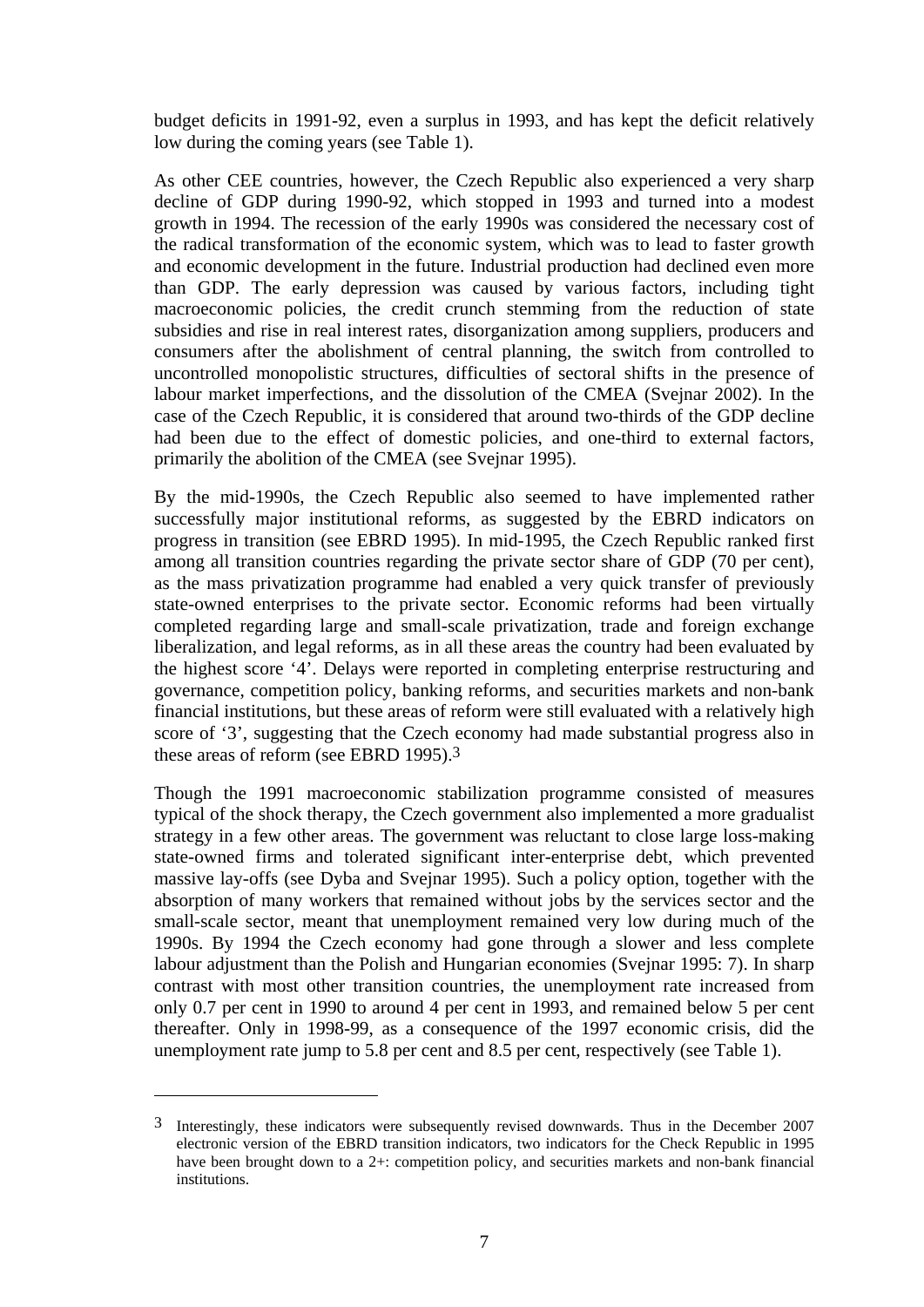budget deficits in 1991-92, even a surplus in 1993, and has kept the deficit relatively low during the coming years (see Table 1).

As other CEE countries, however, the Czech Republic also experienced a very sharp decline of GDP during 1990-92, which stopped in 1993 and turned into a modest growth in 1994. The recession of the early 1990s was considered the necessary cost of the radical transformation of the economic system, which was to lead to faster growth and economic development in the future. Industrial production had declined even more than GDP. The early depression was caused by various factors, including tight macroeconomic policies, the credit crunch stemming from the reduction of state subsidies and rise in real interest rates, disorganization among suppliers, producers and consumers after the abolishment of central planning, the switch from controlled to uncontrolled monopolistic structures, difficulties of sectoral shifts in the presence of labour market imperfections, and the dissolution of the CMEA (Svejnar 2002). In the case of the Czech Republic, it is considered that around two-thirds of the GDP decline had been due to the effect of domestic policies, and one-third to external factors, primarily the abolition of the CMEA (see Svejnar 1995).

By the mid-1990s, the Czech Republic also seemed to have implemented rather successfully major institutional reforms, as suggested by the EBRD indicators on progress in transition (see EBRD 1995). In mid-1995, the Czech Republic ranked first among all transition countries regarding the private sector share of GDP (70 per cent), as the mass privatization programme had enabled a very quick transfer of previously state-owned enterprises to the private sector. Economic reforms had been virtually completed regarding large and small-scale privatization, trade and foreign exchange liberalization, and legal reforms, as in all these areas the country had been evaluated by the highest score '4'. Delays were reported in completing enterprise restructuring and governance, competition policy, banking reforms, and securities markets and non-bank financial institutions, but these areas of reform were still evaluated with a relatively high score of '3', suggesting that the Czech economy had made substantial progress also in these areas of reform (see EBRD 1995).[3]

Though the 1991 macroeconomic stabilization programme consisted of measures typical of the shock therapy, the Czech government also implemented a more gradualist strategy in a few other areas. The government was reluctant to close large loss-making state-owned firms and tolerated significant inter-enterprise debt, which prevented massive lay-offs (see Dyba and Svejnar 1995). Such a policy option, together with the absorption of many workers that remained without jobs by the services sector and the small-scale sector, meant that unemployment remained very low during much of the 1990s. By 1994 the Czech economy had gone through a slower and less complete labour adjustment than the Polish and Hungarian economies (Svejnar 1995: 7). In sharp contrast with most other transition countries, the unemployment rate increased from only 0.7 per cent in 1990 to around 4 per cent in 1993, and remained below 5 per cent thereafter. Only in 1998-99, as a consequence of the 1997 economic crisis, did the unemployment rate jump to 5.8 per cent and 8.5 per cent, respectively (see Table 1).

---

[3] Interestingly, these indicators were subsequently revised downwards. Thus in the December 2007 electronic version of the EBRD transition indicators, two indicators for the Check Republic in 1995 have been brought down to a 2+: competition policy, and securities markets and non-bank financial institutions.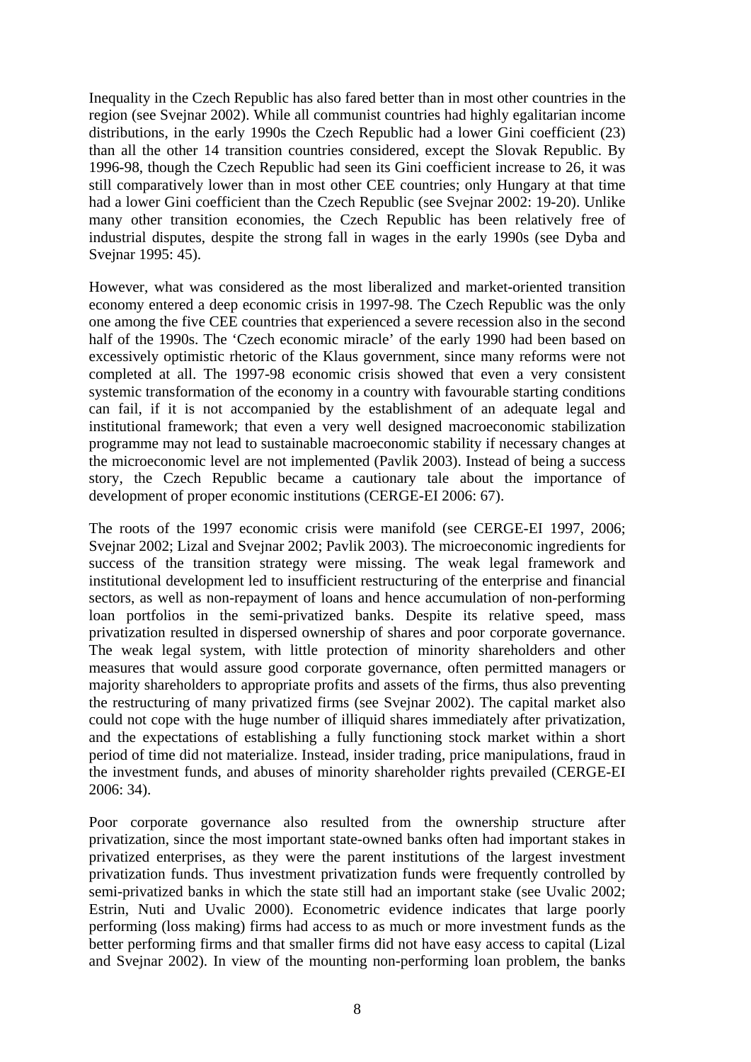Inequality in the Czech Republic has also fared better than in most other countries in the region (see Svejnar 2002). While all communist countries had highly egalitarian income distributions, in the early 1990s the Czech Republic had a lower Gini coefficient (23) than all the other 14 transition countries considered, except the Slovak Republic. By 1996-98, though the Czech Republic had seen its Gini coefficient increase to 26, it was still comparatively lower than in most other CEE countries; only Hungary at that time had a lower Gini coefficient than the Czech Republic (see Svejnar 2002: 19-20). Unlike many other transition economies, the Czech Republic has been relatively free of industrial disputes, despite the strong fall in wages in the early 1990s (see Dyba and Svejnar 1995: 45).

However, what was considered as the most liberalized and market-oriented transition economy entered a deep economic crisis in 1997-98. The Czech Republic was the only one among the five CEE countries that experienced a severe recession also in the second half of the 1990s. The 'Czech economic miracle' of the early 1990 had been based on excessively optimistic rhetoric of the Klaus government, since many reforms were not completed at all. The 1997-98 economic crisis showed that even a very consistent systemic transformation of the economy in a country with favourable starting conditions can fail, if it is not accompanied by the establishment of an adequate legal and institutional framework; that even a very well designed macroeconomic stabilization programme may not lead to sustainable macroeconomic stability if necessary changes at the microeconomic level are not implemented (Pavlik 2003). Instead of being a success story, the Czech Republic became a cautionary tale about the importance of development of proper economic institutions (CERGE-EI 2006: 67).

The roots of the 1997 economic crisis were manifold (see CERGE-EI 1997, 2006; Svejnar 2002; Lizal and Svejnar 2002; Pavlik 2003). The microeconomic ingredients for success of the transition strategy were missing. The weak legal framework and institutional development led to insufficient restructuring of the enterprise and financial sectors, as well as non-repayment of loans and hence accumulation of non-performing loan portfolios in the semi-privatized banks. Despite its relative speed, mass privatization resulted in dispersed ownership of shares and poor corporate governance. The weak legal system, with little protection of minority shareholders and other measures that would assure good corporate governance, often permitted managers or majority shareholders to appropriate profits and assets of the firms, thus also preventing the restructuring of many privatized firms (see Svejnar 2002). The capital market also could not cope with the huge number of illiquid shares immediately after privatization, and the expectations of establishing a fully functioning stock market within a short period of time did not materialize. Instead, insider trading, price manipulations, fraud in the investment funds, and abuses of minority shareholder rights prevailed (CERGE-EI 2006: 34).

Poor corporate governance also resulted from the ownership structure after privatization, since the most important state-owned banks often had important stakes in privatized enterprises, as they were the parent institutions of the largest investment privatization funds. Thus investment privatization funds were frequently controlled by semi-privatized banks in which the state still had an important stake (see Uvalic 2002; Estrin, Nuti and Uvalic 2000). Econometric evidence indicates that large poorly performing (loss making) firms had access to as much or more investment funds as the better performing firms and that smaller firms did not have easy access to capital (Lizal and Svejnar 2002). In view of the mounting non-performing loan problem, the banks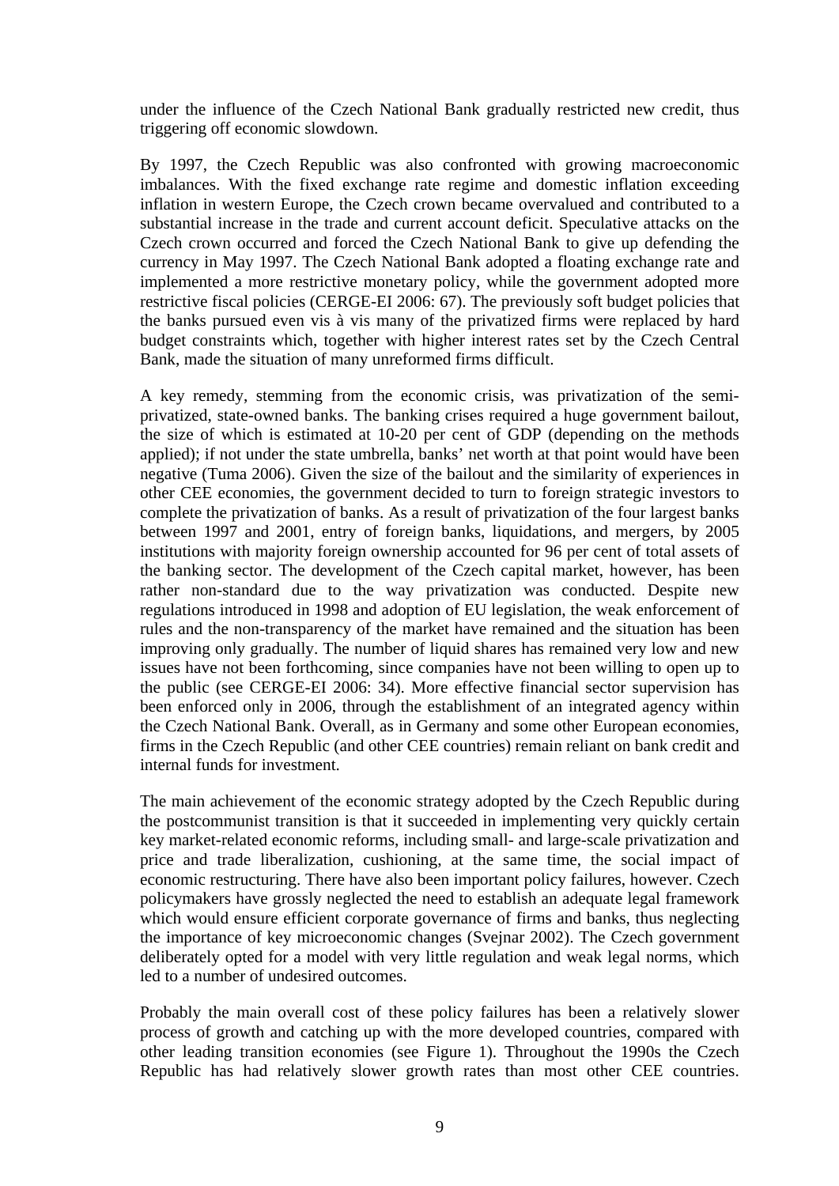under the influence of the Czech National Bank gradually restricted new credit, thus triggering off economic slowdown.

By 1997, the Czech Republic was also confronted with growing macroeconomic imbalances. With the fixed exchange rate regime and domestic inflation exceeding inflation in western Europe, the Czech crown became overvalued and contributed to a substantial increase in the trade and current account deficit. Speculative attacks on the Czech crown occurred and forced the Czech National Bank to give up defending the currency in May 1997. The Czech National Bank adopted a floating exchange rate and implemented a more restrictive monetary policy, while the government adopted more restrictive fiscal policies (CERGE-EI 2006: 67). The previously soft budget policies that the banks pursued even vis à vis many of the privatized firms were replaced by hard budget constraints which, together with higher interest rates set by the Czech Central Bank, made the situation of many unreformed firms difficult.

A key remedy, stemming from the economic crisis, was privatization of the semi-privatized, state-owned banks. The banking crises required a huge government bailout, the size of which is estimated at 10-20 per cent of GDP (depending on the methods applied); if not under the state umbrella, banks' net worth at that point would have been negative (Tuma 2006). Given the size of the bailout and the similarity of experiences in other CEE economies, the government decided to turn to foreign strategic investors to complete the privatization of banks. As a result of privatization of the four largest banks between 1997 and 2001, entry of foreign banks, liquidations, and mergers, by 2005 institutions with majority foreign ownership accounted for 96 per cent of total assets of the banking sector. The development of the Czech capital market, however, has been rather non-standard due to the way privatization was conducted. Despite new regulations introduced in 1998 and adoption of EU legislation, the weak enforcement of rules and the non-transparency of the market have remained and the situation has been improving only gradually. The number of liquid shares has remained very low and new issues have not been forthcoming, since companies have not been willing to open up to the public (see CERGE-EI 2006: 34). More effective financial sector supervision has been enforced only in 2006, through the establishment of an integrated agency within the Czech National Bank. Overall, as in Germany and some other European economies, firms in the Czech Republic (and other CEE countries) remain reliant on bank credit and internal funds for investment.

The main achievement of the economic strategy adopted by the Czech Republic during the postcommunist transition is that it succeeded in implementing very quickly certain key market-related economic reforms, including small- and large-scale privatization and price and trade liberalization, cushioning, at the same time, the social impact of economic restructuring. There have also been important policy failures, however. Czech policymakers have grossly neglected the need to establish an adequate legal framework which would ensure efficient corporate governance of firms and banks, thus neglecting the importance of key microeconomic changes (Svejnar 2002). The Czech government deliberately opted for a model with very little regulation and weak legal norms, which led to a number of undesired outcomes.

Probably the main overall cost of these policy failures has been a relatively slower process of growth and catching up with the more developed countries, compared with other leading transition economies (see Figure 1). Throughout the 1990s the Czech Republic has had relatively slower growth rates than most other CEE countries.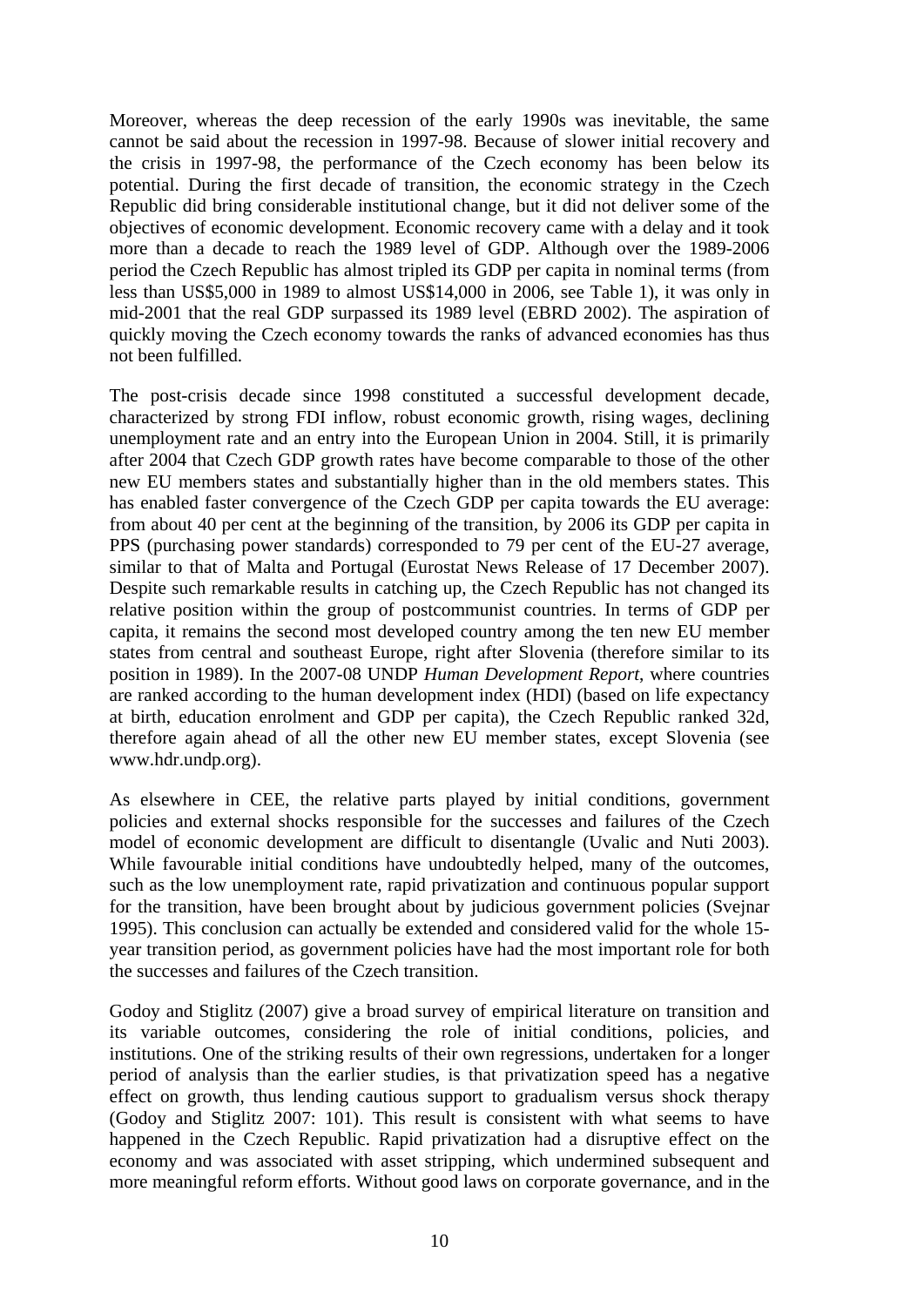Moreover, whereas the deep recession of the early 1990s was inevitable, the same cannot be said about the recession in 1997-98. Because of slower initial recovery and the crisis in 1997-98, the performance of the Czech economy has been below its potential. During the first decade of transition, the economic strategy in the Czech Republic did bring considerable institutional change, but it did not deliver some of the objectives of economic development. Economic recovery came with a delay and it took more than a decade to reach the 1989 level of GDP. Although over the 1989-2006 period the Czech Republic has almost tripled its GDP per capita in nominal terms (from less than US$5,000 in 1989 to almost US$14,000 in 2006, see Table 1), it was only in mid-2001 that the real GDP surpassed its 1989 level (EBRD 2002). The aspiration of quickly moving the Czech economy towards the ranks of advanced economies has thus not been fulfilled.

The post-crisis decade since 1998 constituted a successful development decade, characterized by strong FDI inflow, robust economic growth, rising wages, declining unemployment rate and an entry into the European Union in 2004. Still, it is primarily after 2004 that Czech GDP growth rates have become comparable to those of the other new EU members states and substantially higher than in the old members states. This has enabled faster convergence of the Czech GDP per capita towards the EU average: from about 40 per cent at the beginning of the transition, by 2006 its GDP per capita in PPS (purchasing power standards) corresponded to 79 per cent of the EU-27 average, similar to that of Malta and Portugal (Eurostat News Release of 17 December 2007). Despite such remarkable results in catching up, the Czech Republic has not changed its relative position within the group of postcommunist countries. In terms of GDP per capita, it remains the second most developed country among the ten new EU member states from central and southeast Europe, right after Slovenia (therefore similar to its position in 1989). In the 2007-08 UNDP *Human Development Report*, where countries are ranked according to the human development index (HDI) (based on life expectancy at birth, education enrolment and GDP per capita), the Czech Republic ranked 32d, therefore again ahead of all the other new EU member states, except Slovenia (see www.hdr.undp.org).

As elsewhere in CEE, the relative parts played by initial conditions, government policies and external shocks responsible for the successes and failures of the Czech model of economic development are difficult to disentangle (Uvalic and Nuti 2003). While favourable initial conditions have undoubtedly helped, many of the outcomes, such as the low unemployment rate, rapid privatization and continuous popular support for the transition, have been brought about by judicious government policies (Svejnar 1995). This conclusion can actually be extended and considered valid for the whole 15-year transition period, as government policies have had the most important role for both the successes and failures of the Czech transition.

Godoy and Stiglitz (2007) give a broad survey of empirical literature on transition and its variable outcomes, considering the role of initial conditions, policies, and institutions. One of the striking results of their own regressions, undertaken for a longer period of analysis than the earlier studies, is that privatization speed has a negative effect on growth, thus lending cautious support to gradualism versus shock therapy (Godoy and Stiglitz 2007: 101). This result is consistent with what seems to have happened in the Czech Republic. Rapid privatization had a disruptive effect on the economy and was associated with asset stripping, which undermined subsequent and more meaningful reform efforts. Without good laws on corporate governance, and in the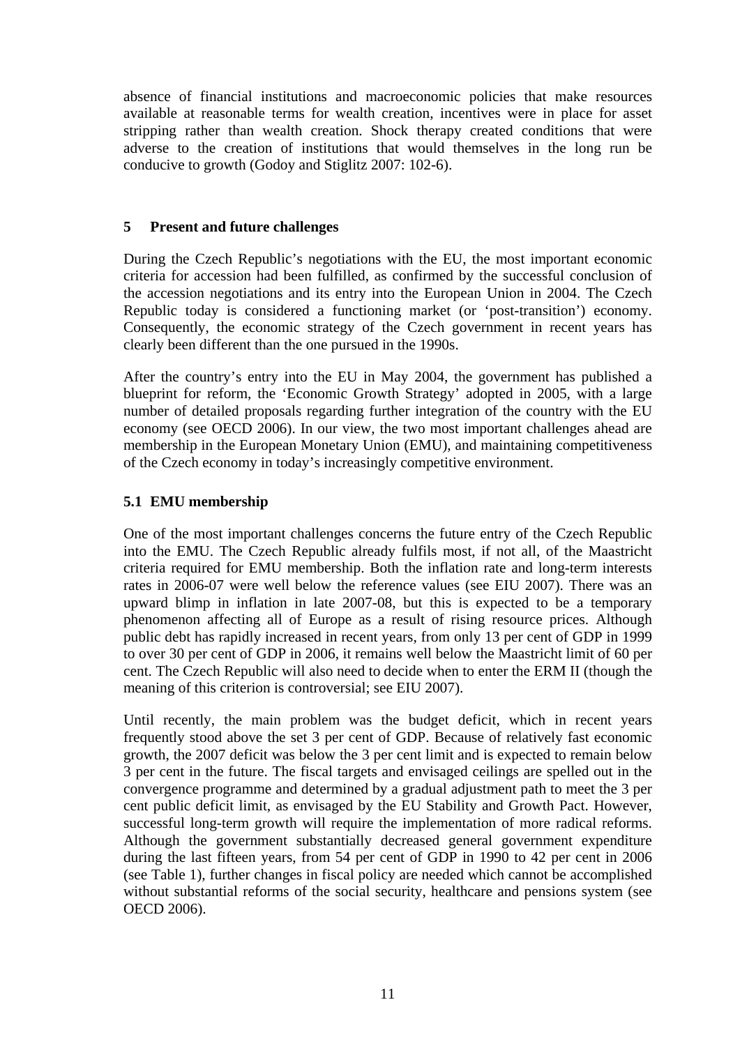absence of financial institutions and macroeconomic policies that make resources available at reasonable terms for wealth creation, incentives were in place for asset stripping rather than wealth creation. Shock therapy created conditions that were adverse to the creation of institutions that would themselves in the long run be conducive to growth (Godoy and Stiglitz 2007: 102-6).

## 5 Present and future challenges

During the Czech Republic's negotiations with the EU, the most important economic criteria for accession had been fulfilled, as confirmed by the successful conclusion of the accession negotiations and its entry into the European Union in 2004. The Czech Republic today is considered a functioning market (or 'post-transition') economy. Consequently, the economic strategy of the Czech government in recent years has clearly been different than the one pursued in the 1990s.

After the country's entry into the EU in May 2004, the government has published a blueprint for reform, the 'Economic Growth Strategy' adopted in 2005, with a large number of detailed proposals regarding further integration of the country with the EU economy (see OECD 2006). In our view, the two most important challenges ahead are membership in the European Monetary Union (EMU), and maintaining competitiveness of the Czech economy in today's increasingly competitive environment.

### 5.1 EMU membership

One of the most important challenges concerns the future entry of the Czech Republic into the EMU. The Czech Republic already fulfils most, if not all, of the Maastricht criteria required for EMU membership. Both the inflation rate and long-term interests rates in 2006-07 were well below the reference values (see EIU 2007). There was an upward blimp in inflation in late 2007-08, but this is expected to be a temporary phenomenon affecting all of Europe as a result of rising resource prices. Although public debt has rapidly increased in recent years, from only 13 per cent of GDP in 1999 to over 30 per cent of GDP in 2006, it remains well below the Maastricht limit of 60 per cent. The Czech Republic will also need to decide when to enter the ERM II (though the meaning of this criterion is controversial; see EIU 2007).

Until recently, the main problem was the budget deficit, which in recent years frequently stood above the set 3 per cent of GDP. Because of relatively fast economic growth, the 2007 deficit was below the 3 per cent limit and is expected to remain below 3 per cent in the future. The fiscal targets and envisaged ceilings are spelled out in the convergence programme and determined by a gradual adjustment path to meet the 3 per cent public deficit limit, as envisaged by the EU Stability and Growth Pact. However, successful long-term growth will require the implementation of more radical reforms. Although the government substantially decreased general government expenditure during the last fifteen years, from 54 per cent of GDP in 1990 to 42 per cent in 2006 (see Table 1), further changes in fiscal policy are needed which cannot be accomplished without substantial reforms of the social security, healthcare and pensions system (see OECD 2006).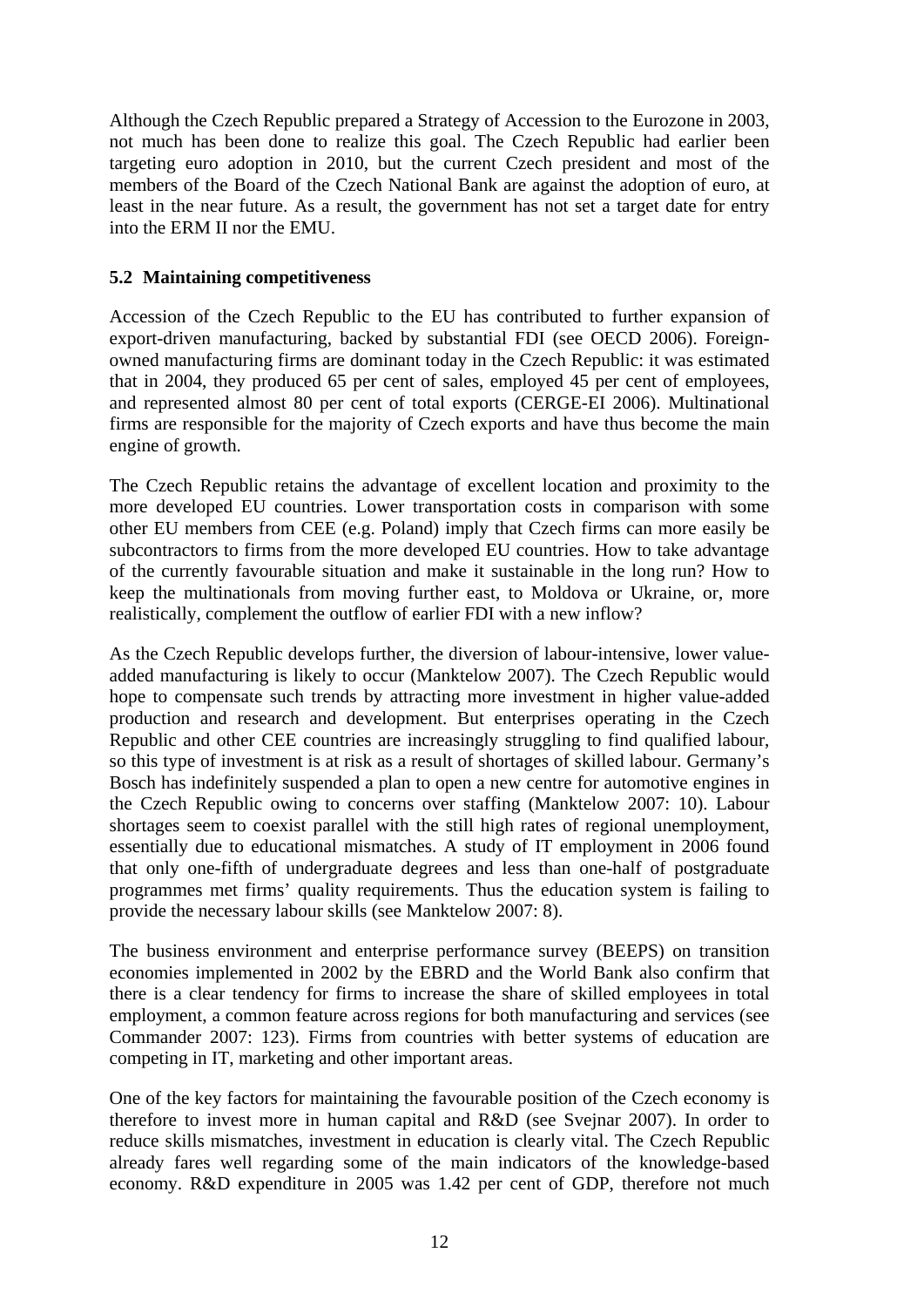Although the Czech Republic prepared a Strategy of Accession to the Eurozone in 2003, not much has been done to realize this goal. The Czech Republic had earlier been targeting euro adoption in 2010, but the current Czech president and most of the members of the Board of the Czech National Bank are against the adoption of euro, at least in the near future. As a result, the government has not set a target date for entry into the ERM II nor the EMU.

### 5.2 Maintaining competitiveness

Accession of the Czech Republic to the EU has contributed to further expansion of export-driven manufacturing, backed by substantial FDI (see OECD 2006). Foreign-owned manufacturing firms are dominant today in the Czech Republic: it was estimated that in 2004, they produced 65 per cent of sales, employed 45 per cent of employees, and represented almost 80 per cent of total exports (CERGE-EI 2006). Multinational firms are responsible for the majority of Czech exports and have thus become the main engine of growth.

The Czech Republic retains the advantage of excellent location and proximity to the more developed EU countries. Lower transportation costs in comparison with some other EU members from CEE (e.g. Poland) imply that Czech firms can more easily be subcontractors to firms from the more developed EU countries. How to take advantage of the currently favourable situation and make it sustainable in the long run? How to keep the multinationals from moving further east, to Moldova or Ukraine, or, more realistically, complement the outflow of earlier FDI with a new inflow?

As the Czech Republic develops further, the diversion of labour-intensive, lower value-added manufacturing is likely to occur (Manktelow 2007). The Czech Republic would hope to compensate such trends by attracting more investment in higher value-added production and research and development. But enterprises operating in the Czech Republic and other CEE countries are increasingly struggling to find qualified labour, so this type of investment is at risk as a result of shortages of skilled labour. Germany's Bosch has indefinitely suspended a plan to open a new centre for automotive engines in the Czech Republic owing to concerns over staffing (Manktelow 2007: 10). Labour shortages seem to coexist parallel with the still high rates of regional unemployment, essentially due to educational mismatches. A study of IT employment in 2006 found that only one-fifth of undergraduate degrees and less than one-half of postgraduate programmes met firms' quality requirements. Thus the education system is failing to provide the necessary labour skills (see Manktelow 2007: 8).

The business environment and enterprise performance survey (BEEPS) on transition economies implemented in 2002 by the EBRD and the World Bank also confirm that there is a clear tendency for firms to increase the share of skilled employees in total employment, a common feature across regions for both manufacturing and services (see Commander 2007: 123). Firms from countries with better systems of education are competing in IT, marketing and other important areas.

One of the key factors for maintaining the favourable position of the Czech economy is therefore to invest more in human capital and R&D (see Svejnar 2007). In order to reduce skills mismatches, investment in education is clearly vital. The Czech Republic already fares well regarding some of the main indicators of the knowledge-based economy. R&D expenditure in 2005 was 1.42 per cent of GDP, therefore not much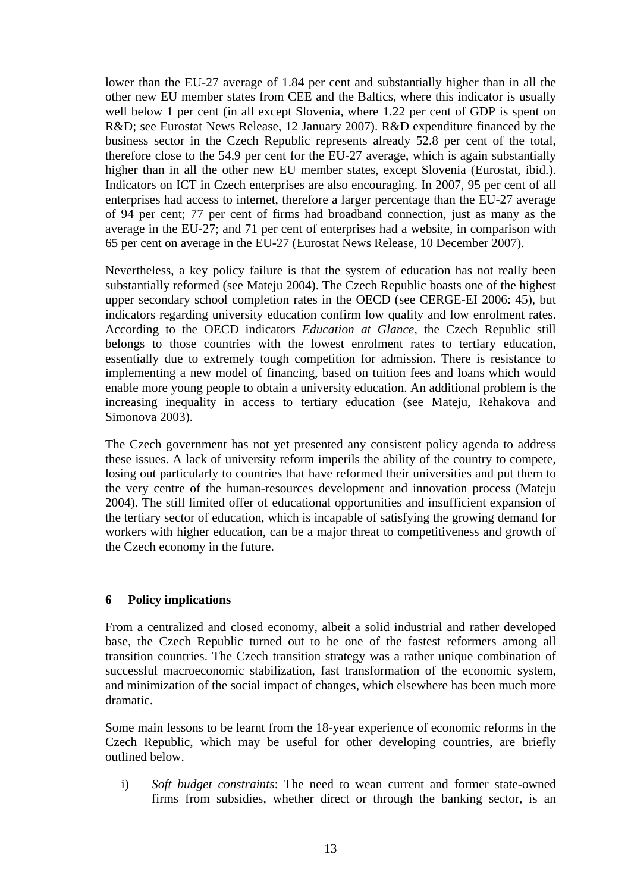lower than the EU-27 average of 1.84 per cent and substantially higher than in all the other new EU member states from CEE and the Baltics, where this indicator is usually well below 1 per cent (in all except Slovenia, where 1.22 per cent of GDP is spent on R&D; see Eurostat News Release, 12 January 2007). R&D expenditure financed by the business sector in the Czech Republic represents already 52.8 per cent of the total, therefore close to the 54.9 per cent for the EU-27 average, which is again substantially higher than in all the other new EU member states, except Slovenia (Eurostat, ibid.). Indicators on ICT in Czech enterprises are also encouraging. In 2007, 95 per cent of all enterprises had access to internet, therefore a larger percentage than the EU-27 average of 94 per cent; 77 per cent of firms had broadband connection, just as many as the average in the EU-27; and 71 per cent of enterprises had a website, in comparison with 65 per cent on average in the EU-27 (Eurostat News Release, 10 December 2007).

Nevertheless, a key policy failure is that the system of education has not really been substantially reformed (see Mateju 2004). The Czech Republic boasts one of the highest upper secondary school completion rates in the OECD (see CERGE-EI 2006: 45), but indicators regarding university education confirm low quality and low enrolment rates. According to the OECD indicators *Education at Glance*, the Czech Republic still belongs to those countries with the lowest enrolment rates to tertiary education, essentially due to extremely tough competition for admission. There is resistance to implementing a new model of financing, based on tuition fees and loans which would enable more young people to obtain a university education. An additional problem is the increasing inequality in access to tertiary education (see Mateju, Rehakova and Simonova 2003).

The Czech government has not yet presented any consistent policy agenda to address these issues. A lack of university reform imperils the ability of the country to compete, losing out particularly to countries that have reformed their universities and put them to the very centre of the human-resources development and innovation process (Mateju 2004). The still limited offer of educational opportunities and insufficient expansion of the tertiary sector of education, which is incapable of satisfying the growing demand for workers with higher education, can be a major threat to competitiveness and growth of the Czech economy in the future.

## 6 Policy implications

From a centralized and closed economy, albeit a solid industrial and rather developed base, the Czech Republic turned out to be one of the fastest reformers among all transition countries. The Czech transition strategy was a rather unique combination of successful macroeconomic stabilization, fast transformation of the economic system, and minimization of the social impact of changes, which elsewhere has been much more dramatic.

Some main lessons to be learnt from the 18-year experience of economic reforms in the Czech Republic, which may be useful for other developing countries, are briefly outlined below.

i) *Soft budget constraints*: The need to wean current and former state-owned firms from subsidies, whether direct or through the banking sector, is an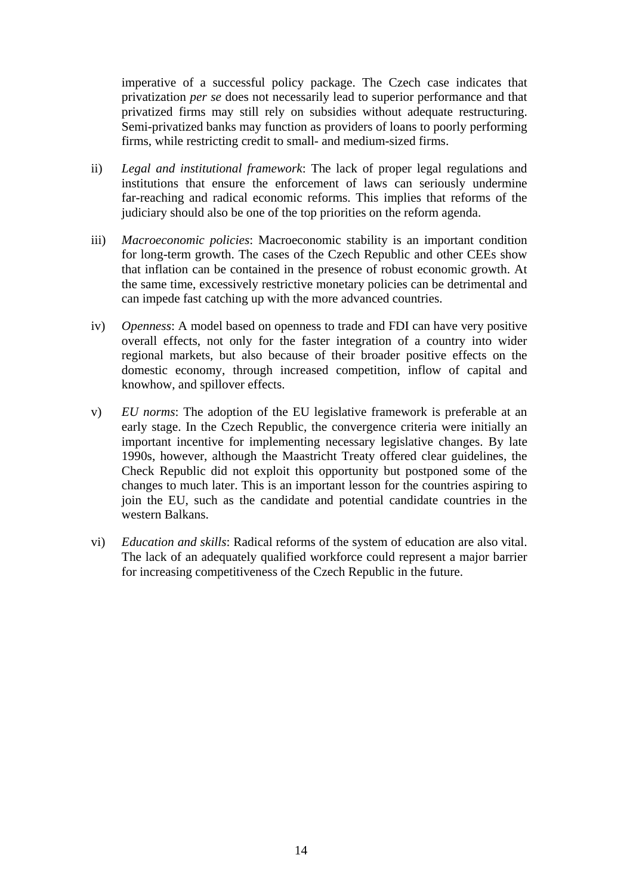imperative of a successful policy package. The Czech case indicates that privatization *per se* does not necessarily lead to superior performance and that privatized firms may still rely on subsidies without adequate restructuring. Semi-privatized banks may function as providers of loans to poorly performing firms, while restricting credit to small- and medium-sized firms.

ii) *Legal and institutional framework*: The lack of proper legal regulations and institutions that ensure the enforcement of laws can seriously undermine far-reaching and radical economic reforms. This implies that reforms of the judiciary should also be one of the top priorities on the reform agenda.

iii) *Macroeconomic policies*: Macroeconomic stability is an important condition for long-term growth. The cases of the Czech Republic and other CEEs show that inflation can be contained in the presence of robust economic growth. At the same time, excessively restrictive monetary policies can be detrimental and can impede fast catching up with the more advanced countries.

iv) *Openness*: A model based on openness to trade and FDI can have very positive overall effects, not only for the faster integration of a country into wider regional markets, but also because of their broader positive effects on the domestic economy, through increased competition, inflow of capital and knowhow, and spillover effects.

v) *EU norms*: The adoption of the EU legislative framework is preferable at an early stage. In the Czech Republic, the convergence criteria were initially an important incentive for implementing necessary legislative changes. By late 1990s, however, although the Maastricht Treaty offered clear guidelines, the Check Republic did not exploit this opportunity but postponed some of the changes to much later. This is an important lesson for the countries aspiring to join the EU, such as the candidate and potential candidate countries in the western Balkans.

vi) *Education and skills*: Radical reforms of the system of education are also vital. The lack of an adequately qualified workforce could represent a major barrier for increasing competitiveness of the Czech Republic in the future.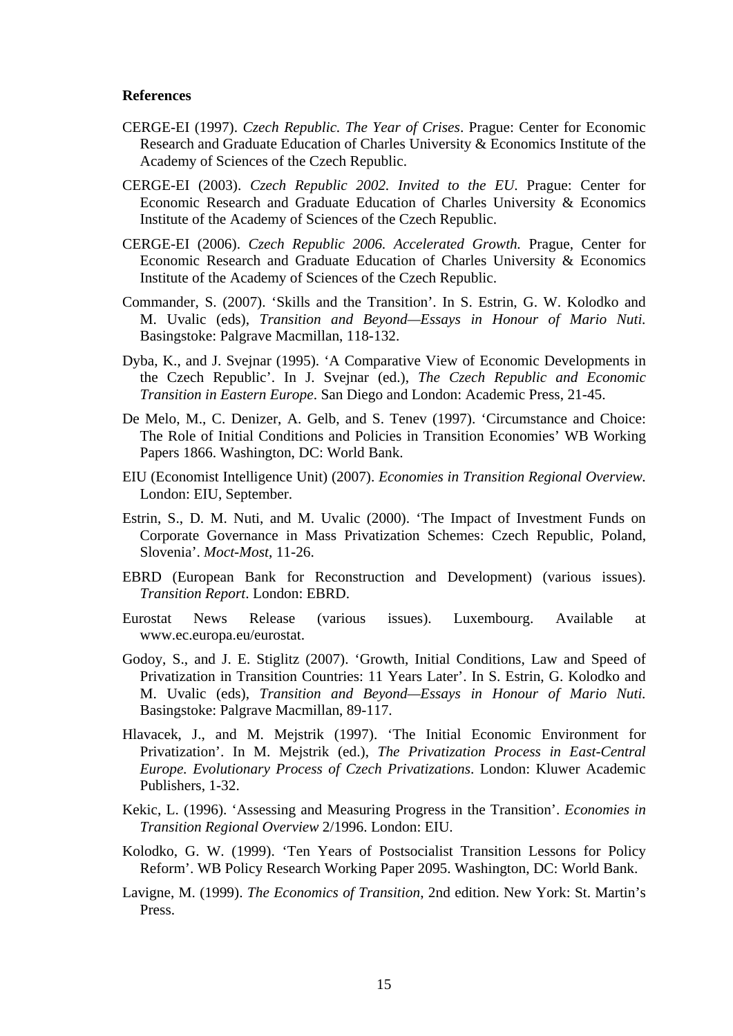**References**

CERGE-EI (1997). *Czech Republic. The Year of Crises*. Prague: Center for Economic Research and Graduate Education of Charles University & Economics Institute of the Academy of Sciences of the Czech Republic.

CERGE-EI (2003). *Czech Republic 2002. Invited to the EU*. Prague: Center for Economic Research and Graduate Education of Charles University & Economics Institute of the Academy of Sciences of the Czech Republic.

CERGE-EI (2006). *Czech Republic 2006. Accelerated Growth.* Prague, Center for Economic Research and Graduate Education of Charles University & Economics Institute of the Academy of Sciences of the Czech Republic.

Commander, S. (2007). 'Skills and the Transition'. In S. Estrin, G. W. Kolodko and M. Uvalic (eds), *Transition and Beyond—Essays in Honour of Mario Nuti.* Basingstoke: Palgrave Macmillan, 118-132.

Dyba, K., and J. Svejnar (1995). 'A Comparative View of Economic Developments in the Czech Republic'. In J. Svejnar (ed.), *The Czech Republic and Economic Transition in Eastern Europe*. San Diego and London: Academic Press, 21-45.

De Melo, M., C. Denizer, A. Gelb, and S. Tenev (1997). 'Circumstance and Choice: The Role of Initial Conditions and Policies in Transition Economies' WB Working Papers 1866. Washington, DC: World Bank.

EIU (Economist Intelligence Unit) (2007). *Economies in Transition Regional Overview.* London: EIU, September.

Estrin, S., D. M. Nuti, and M. Uvalic (2000). 'The Impact of Investment Funds on Corporate Governance in Mass Privatization Schemes: Czech Republic, Poland, Slovenia'. *Moct-Most*, 11-26.

EBRD (European Bank for Reconstruction and Development) (various issues). *Transition Report*. London: EBRD.

Eurostat News Release (various issues). Luxembourg. Available at www.ec.europa.eu/eurostat.

Godoy, S., and J. E. Stiglitz (2007). 'Growth, Initial Conditions, Law and Speed of Privatization in Transition Countries: 11 Years Later'. In S. Estrin, G. Kolodko and M. Uvalic (eds), *Transition and Beyond—Essays in Honour of Mario Nuti.* Basingstoke: Palgrave Macmillan, 89-117.

Hlavacek, J., and M. Mejstrik (1997). 'The Initial Economic Environment for Privatization'. In M. Mejstrik (ed.), *The Privatization Process in East-Central Europe. Evolutionary Process of Czech Privatizations*. London: Kluwer Academic Publishers, 1-32.

Kekic, L. (1996). 'Assessing and Measuring Progress in the Transition'. *Economies in Transition Regional Overview* 2/1996. London: EIU.

Kolodko, G. W. (1999). 'Ten Years of Postsocialist Transition Lessons for Policy Reform'. WB Policy Research Working Paper 2095. Washington, DC: World Bank.

Lavigne, M. (1999). *The Economics of Transition*, 2nd edition. New York: St. Martin's Press.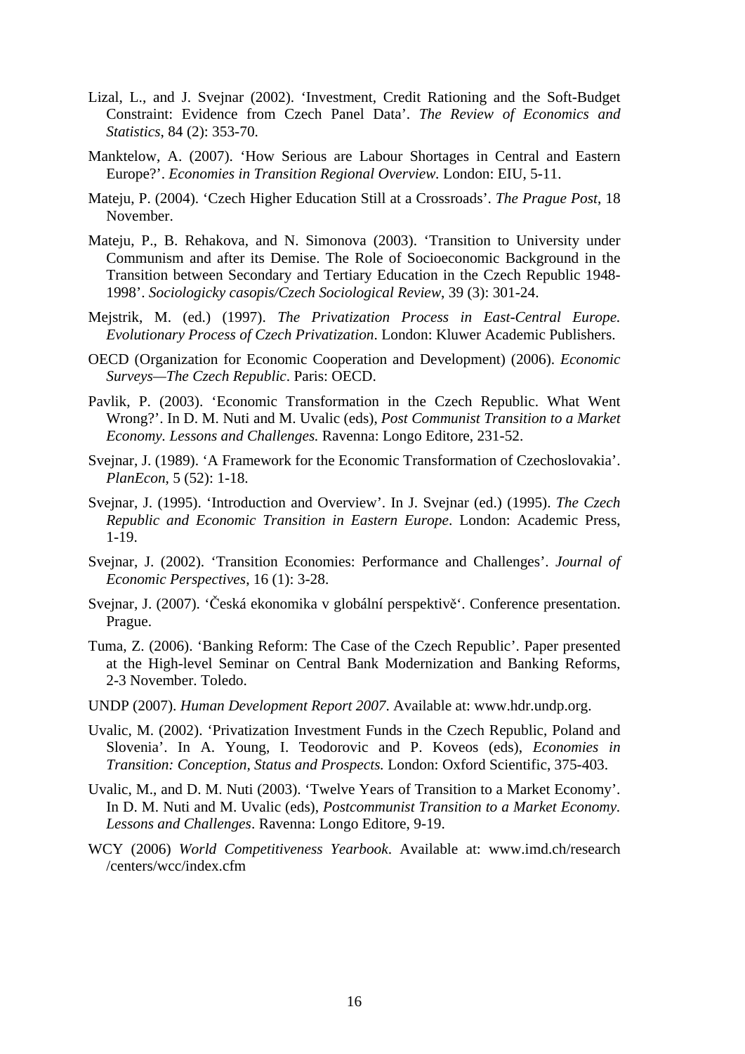Lizal, L., and J. Svejnar (2002). 'Investment, Credit Rationing and the Soft-Budget Constraint: Evidence from Czech Panel Data'. *The Review of Economics and Statistics*, 84 (2): 353-70.

Manktelow, A. (2007). 'How Serious are Labour Shortages in Central and Eastern Europe?'. *Economies in Transition Regional Overview*. London: EIU, 5-11.

Mateju, P. (2004). 'Czech Higher Education Still at a Crossroads'. *The Prague Post*, 18 November.

Mateju, P., B. Rehakova, and N. Simonova (2003). 'Transition to University under Communism and after its Demise. The Role of Socioeconomic Background in the Transition between Secondary and Tertiary Education in the Czech Republic 1948-1998'. *Sociologicky casopis/Czech Sociological Review*, 39 (3): 301-24.

Mejstrik, M. (ed.) (1997). *The Privatization Process in East-Central Europe. Evolutionary Process of Czech Privatization*. London: Kluwer Academic Publishers.

OECD (Organization for Economic Cooperation and Development) (2006). *Economic Surveys—The Czech Republic*. Paris: OECD.

Pavlik, P. (2003). 'Economic Transformation in the Czech Republic. What Went Wrong?'. In D. M. Nuti and M. Uvalic (eds), *Post Communist Transition to a Market Economy. Lessons and Challenges.* Ravenna: Longo Editore, 231-52.

Svejnar, J. (1989). 'A Framework for the Economic Transformation of Czechoslovakia'. *PlanEcon*, 5 (52): 1-18.

Svejnar, J. (1995). 'Introduction and Overview'. In J. Svejnar (ed.) (1995). *The Czech Republic and Economic Transition in Eastern Europe*. London: Academic Press, 1-19.

Svejnar, J. (2002). 'Transition Economies: Performance and Challenges'. *Journal of Economic Perspectives*, 16 (1): 3-28.

Svejnar, J. (2007). 'Česká ekonomika v globální perspektivě'. Conference presentation. Prague.

Tuma, Z. (2006). 'Banking Reform: The Case of the Czech Republic'. Paper presented at the High-level Seminar on Central Bank Modernization and Banking Reforms, 2-3 November. Toledo.

UNDP (2007). *Human Development Report 2007*. Available at: www.hdr.undp.org.

Uvalic, M. (2002). 'Privatization Investment Funds in the Czech Republic, Poland and Slovenia'. In A. Young, I. Teodorovic and P. Koveos (eds), *Economies in Transition: Conception, Status and Prospects.* London: Oxford Scientific, 375-403.

Uvalic, M., and D. M. Nuti (2003). 'Twelve Years of Transition to a Market Economy'. In D. M. Nuti and M. Uvalic (eds), *Postcommunist Transition to a Market Economy. Lessons and Challenges*. Ravenna: Longo Editore, 9-19.

WCY (2006) *World Competitiveness Yearbook*. Available at: www.imd.ch/research /centers/wcc/index.cfm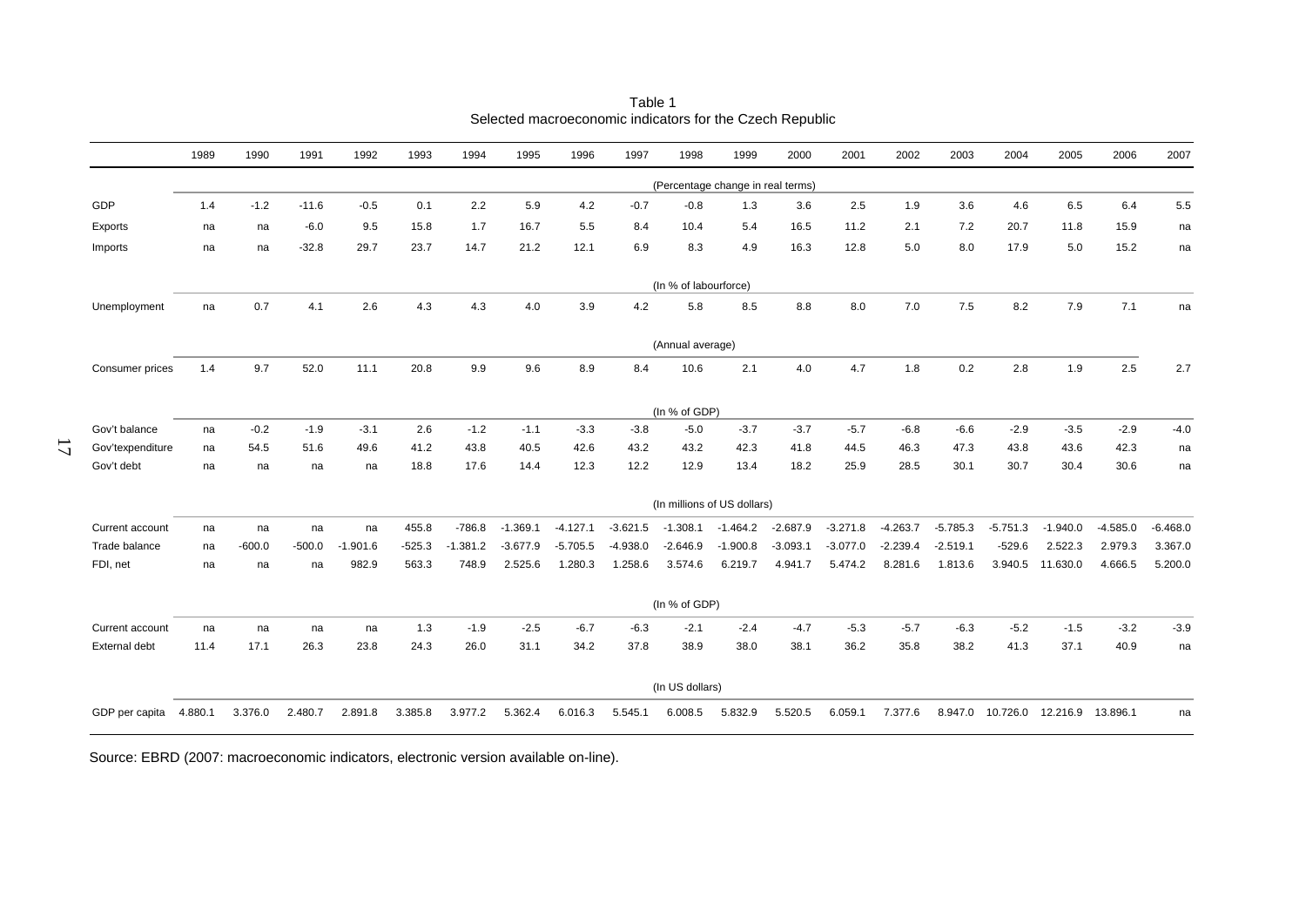Table 1
Selected macroeconomic indicators for the Czech Republic

| | 1989 | 1990 | 1991 | 1992 | 1993 | 1994 | 1995 | 1996 | 1997 | 1998 | 1999 | 2000 | 2001 | 2002 | 2003 | 2004 | 2005 | 2006 | 2007 |
|---|---|---|---|---|---|---|---|---|---|---|---|---|---|---|---|---|---|---|---|
| | (Percentage change in real terms) | | | | | | | | | | | | | | | | | | |
| GDP | 1.4 | -1.2 | -11.6 | -0.5 | 0.1 | 2.2 | 5.9 | 4.2 | -0.7 | -0.8 | 1.3 | 3.6 | 2.5 | 1.9 | 3.6 | 4.6 | 6.5 | 6.4 | 5.5 |
| Exports | na | na | -6.0 | 9.5 | 15.8 | 1.7 | 16.7 | 5.5 | 8.4 | 10.4 | 5.4 | 16.5 | 11.2 | 2.1 | 7.2 | 20.7 | 11.8 | 15.9 | na |
| Imports | na | na | -32.8 | 29.7 | 23.7 | 14.7 | 21.2 | 12.1 | 6.9 | 8.3 | 4.9 | 16.3 | 12.8 | 5.0 | 8.0 | 17.9 | 5.0 | 15.2 | na |
| | (In % of labourforce) | | | | | | | | | | | | | | | | | | |
| Unemployment | na | 0.7 | 4.1 | 2.6 | 4.3 | 4.3 | 4.0 | 3.9 | 4.2 | 5.8 | 8.5 | 8.8 | 8.0 | 7.0 | 7.5 | 8.2 | 7.9 | 7.1 | na |
| | (Annual average) | | | | | | | | | | | | | | | | | | |
| Consumer prices | 1.4 | 9.7 | 52.0 | 11.1 | 20.8 | 9.9 | 9.6 | 8.9 | 8.4 | 10.6 | 2.1 | 4.0 | 4.7 | 1.8 | 0.2 | 2.8 | 1.9 | 2.5 | 2.7 |
| | (In % of GDP) | | | | | | | | | | | | | | | | | | |
| Gov't balance | na | -0.2 | -1.9 | -3.1 | 2.6 | -1.2 | -1.1 | -3.3 | -3.8 | -5.0 | -3.7 | -3.7 | -5.7 | -6.8 | -6.6 | -2.9 | -3.5 | -2.9 | -4.0 |
| Gov'texpenditure | na | 54.5 | 51.6 | 49.6 | 41.2 | 43.8 | 40.5 | 42.6 | 43.2 | 43.2 | 42.3 | 41.8 | 44.5 | 46.3 | 47.3 | 43.8 | 43.6 | 42.3 | na |
| Gov't debt | na | na | na | na | 18.8 | 17.6 | 14.4 | 12.3 | 12.2 | 12.9 | 13.4 | 18.2 | 25.9 | 28.5 | 30.1 | 30.7 | 30.4 | 30.6 | na |
| | (In millions of US dollars) | | | | | | | | | | | | | | | | | | |
| Current account | na | na | na | na | 455.8 | -786.8 | -1.369.1 | -4.127.1 | -3.621.5 | -1.308.1 | -1.464.2 | -2.687.9 | -3.271.8 | -4.263.7 | -5.785.3 | -5.751.3 | -1.940.0 | -4.585.0 | -6.468.0 |
| Trade balance | na | -600.0 | -500.0 | -1.901.6 | -525.3 | -1.381.2 | -3.677.9 | -5.705.5 | -4.938.0 | -2.646.9 | -1.900.8 | -3.093.1 | -3.077.0 | -2.239.4 | -2.519.1 | -529.6 | 2.522.3 | 2.979.3 | 3.367.0 |
| FDI, net | na | na | na | 982.9 | 563.3 | 748.9 | 2.525.6 | 1.280.3 | 1.258.6 | 3.574.6 | 6.219.7 | 4.941.7 | 5.474.2 | 8.281.6 | 1.813.6 | 3.940.5 | 11.630.0 | 4.666.5 | 5.200.0 |
| | (In % of GDP) | | | | | | | | | | | | | | | | | | |
| Current account | na | na | na | na | 1.3 | -1.9 | -2.5 | -6.7 | -6.3 | -2.1 | -2.4 | -4.7 | -5.3 | -5.7 | -6.3 | -5.2 | -1.5 | -3.2 | -3.9 |
| External debt | 11.4 | 17.1 | 26.3 | 23.8 | 24.3 | 26.0 | 31.1 | 34.2 | 37.8 | 38.9 | 38.0 | 38.1 | 36.2 | 35.8 | 38.2 | 41.3 | 37.1 | 40.9 | na |
| | (In US dollars) | | | | | | | | | | | | | | | | | | |
| GDP per capita | 4.880.1 | 3.376.0 | 2.480.7 | 2.891.8 | 3.385.8 | 3.977.2 | 5.362.4 | 6.016.3 | 5.545.1 | 6.008.5 | 5.832.9 | 5.520.5 | 6.059.1 | 7.377.6 | 8.947.0 | 10.726.0 | 12.216.9 | 13.896.1 | na |

Source: EBRD (2007: macroeconomic indicators, electronic version available on-line).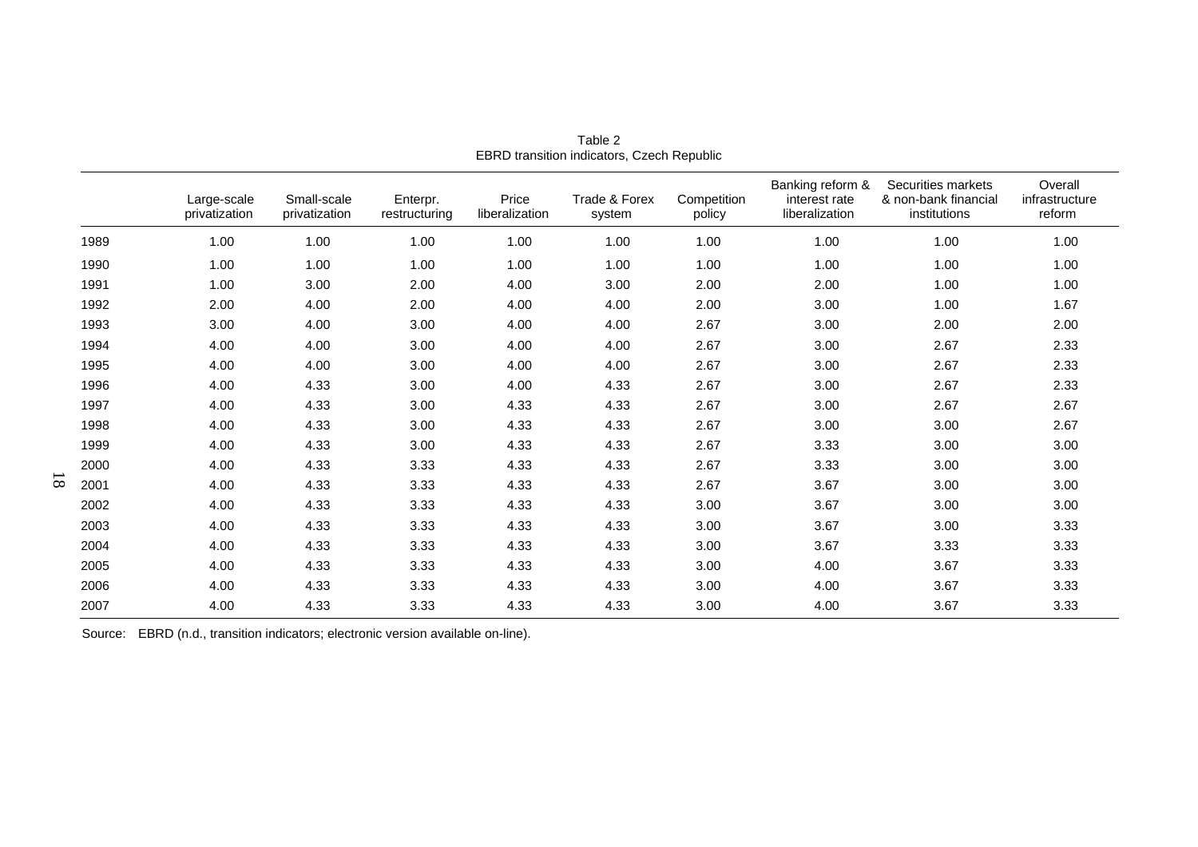Table 2
EBRD transition indicators, Czech Republic

| | Large-scale privatization | Small-scale privatization | Enterpr. restructuring | Price liberalization | Trade & Forex system | Competition policy | Banking reform & interest rate liberalization | Securities markets & non-bank financial institutions | Overall infrastructure reform |
|---|---|---|---|---|---|---|---|---|---|
| 1989 | 1.00 | 1.00 | 1.00 | 1.00 | 1.00 | 1.00 | 1.00 | 1.00 | 1.00 |
| 1990 | 1.00 | 1.00 | 1.00 | 1.00 | 1.00 | 1.00 | 1.00 | 1.00 | 1.00 |
| 1991 | 1.00 | 3.00 | 2.00 | 4.00 | 3.00 | 2.00 | 2.00 | 1.00 | 1.00 |
| 1992 | 2.00 | 4.00 | 2.00 | 4.00 | 4.00 | 2.00 | 3.00 | 1.00 | 1.67 |
| 1993 | 3.00 | 4.00 | 3.00 | 4.00 | 4.00 | 2.67 | 3.00 | 2.00 | 2.00 |
| 1994 | 4.00 | 4.00 | 3.00 | 4.00 | 4.00 | 2.67 | 3.00 | 2.67 | 2.33 |
| 1995 | 4.00 | 4.00 | 3.00 | 4.00 | 4.00 | 2.67 | 3.00 | 2.67 | 2.33 |
| 1996 | 4.00 | 4.33 | 3.00 | 4.00 | 4.33 | 2.67 | 3.00 | 2.67 | 2.33 |
| 1997 | 4.00 | 4.33 | 3.00 | 4.33 | 4.33 | 2.67 | 3.00 | 2.67 | 2.67 |
| 1998 | 4.00 | 4.33 | 3.00 | 4.33 | 4.33 | 2.67 | 3.00 | 3.00 | 2.67 |
| 1999 | 4.00 | 4.33 | 3.00 | 4.33 | 4.33 | 2.67 | 3.33 | 3.00 | 3.00 |
| 2000 | 4.00 | 4.33 | 3.33 | 4.33 | 4.33 | 2.67 | 3.33 | 3.00 | 3.00 |
| 2001 | 4.00 | 4.33 | 3.33 | 4.33 | 4.33 | 2.67 | 3.67 | 3.00 | 3.00 |
| 2002 | 4.00 | 4.33 | 3.33 | 4.33 | 4.33 | 3.00 | 3.67 | 3.00 | 3.00 |
| 2003 | 4.00 | 4.33 | 3.33 | 4.33 | 4.33 | 3.00 | 3.67 | 3.00 | 3.33 |
| 2004 | 4.00 | 4.33 | 3.33 | 4.33 | 4.33 | 3.00 | 3.67 | 3.33 | 3.33 |
| 2005 | 4.00 | 4.33 | 3.33 | 4.33 | 4.33 | 3.00 | 4.00 | 3.67 | 3.33 |
| 2006 | 4.00 | 4.33 | 3.33 | 4.33 | 4.33 | 3.00 | 4.00 | 3.67 | 3.33 |
| 2007 | 4.00 | 4.33 | 3.33 | 4.33 | 4.33 | 3.00 | 4.00 | 3.67 | 3.33 |

Source: EBRD (n.d., transition indicators; electronic version available on-line).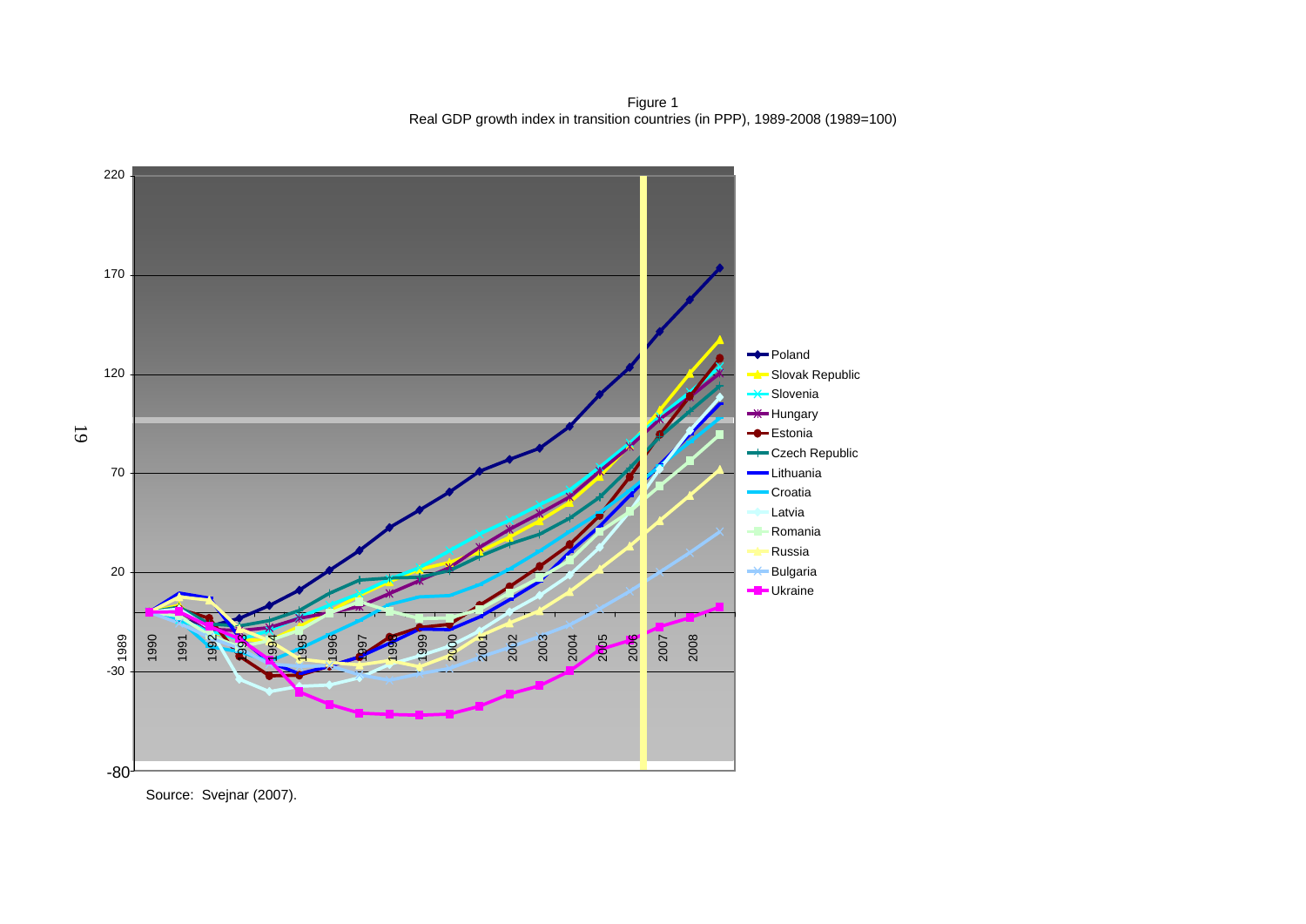Figure 1
Real GDP growth index in transition countries (in PPP), 1989-2008 (1989=100)

220

170

120

70

20

-30

-80

1989 1990 1991 1992 1993 1994 1995 1996 1997 1998 1999 2000 2001 2002 2003 2004 2005 2006 2007 2008

Poland
Slovak Republic
Slovenia
Hungary
Estonia
Czech Republic
Lithuania
Croatia
Latvia
Romania
Russia
Bulgaria
Ukraine

Source: Svejnar (2007).